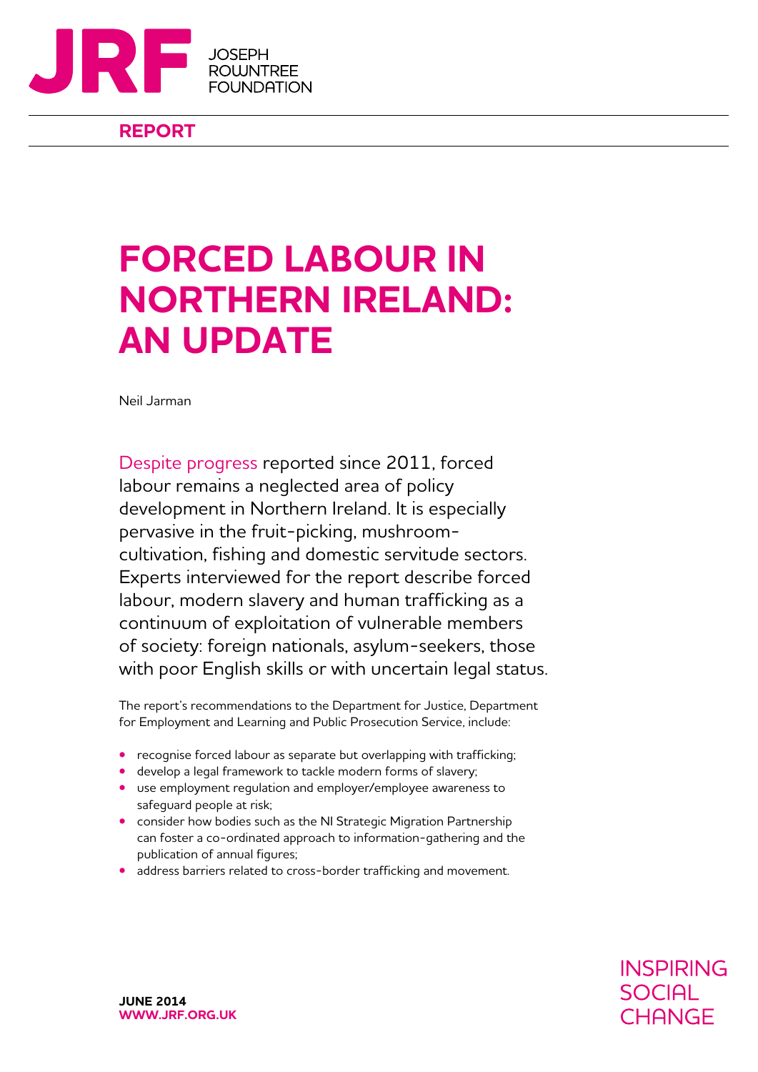JRF JOSEPH ROWNTREE FOUNDATION

**REPORT**

# FORCED LABOUR IN NORTHERN IRELAND: AN UPDATE

Neil Jarman

Despite progress reported since 2011, forced labour remains a neglected area of policy development in Northern Ireland. It is especially pervasive in the fruit-picking, mushroom-cultivation, fishing and domestic servitude sectors. Experts interviewed for the report describe forced labour, modern slavery and human trafficking as a continuum of exploitation of vulnerable members of society: foreign nationals, asylum-seekers, those with poor English skills or with uncertain legal status.

The report's recommendations to the Department for Justice, Department for Employment and Learning and Public Prosecution Service, include:

- recognise forced labour as separate but overlapping with trafficking;
- develop a legal framework to tackle modern forms of slavery;
- use employment regulation and employer/employee awareness to safeguard people at risk;
- consider how bodies such as the NI Strategic Migration Partnership can foster a co-ordinated approach to information-gathering and the publication of annual figures;
- address barriers related to cross-border trafficking and movement.

**JUNE 2014**
**WWW.JRF.ORG.UK**

INSPIRING SOCIAL CHANGE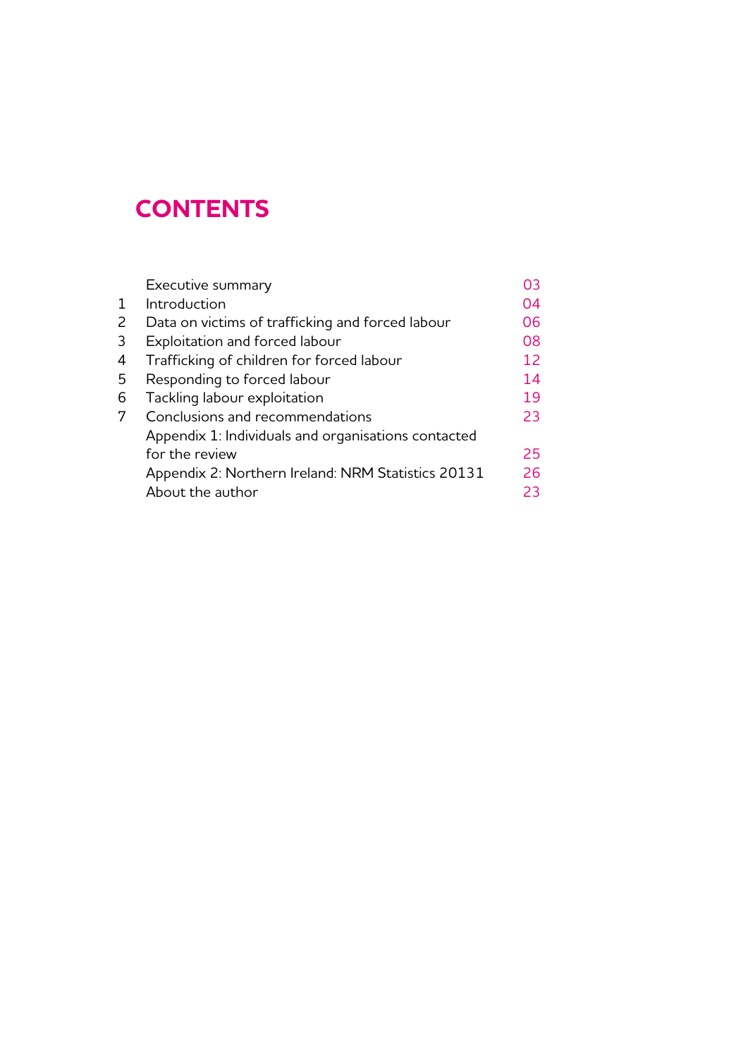# CONTENTS

| | | |
|---|---|---|
| | Executive summary | 03 |
| 1 | Introduction | 04 |
| 2 | Data on victims of trafficking and forced labour | 06 |
| 3 | Exploitation and forced labour | 08 |
| 4 | Trafficking of children for forced labour | 12 |
| 5 | Responding to forced labour | 14 |
| 6 | Tackling labour exploitation | 19 |
| 7 | Conclusions and recommendations | 23 |
| | Appendix 1: Individuals and organisations contacted for the review | 25 |
| | Appendix 2: Northern Ireland: NRM Statistics 20131 | 26 |
| | About the author | 23 |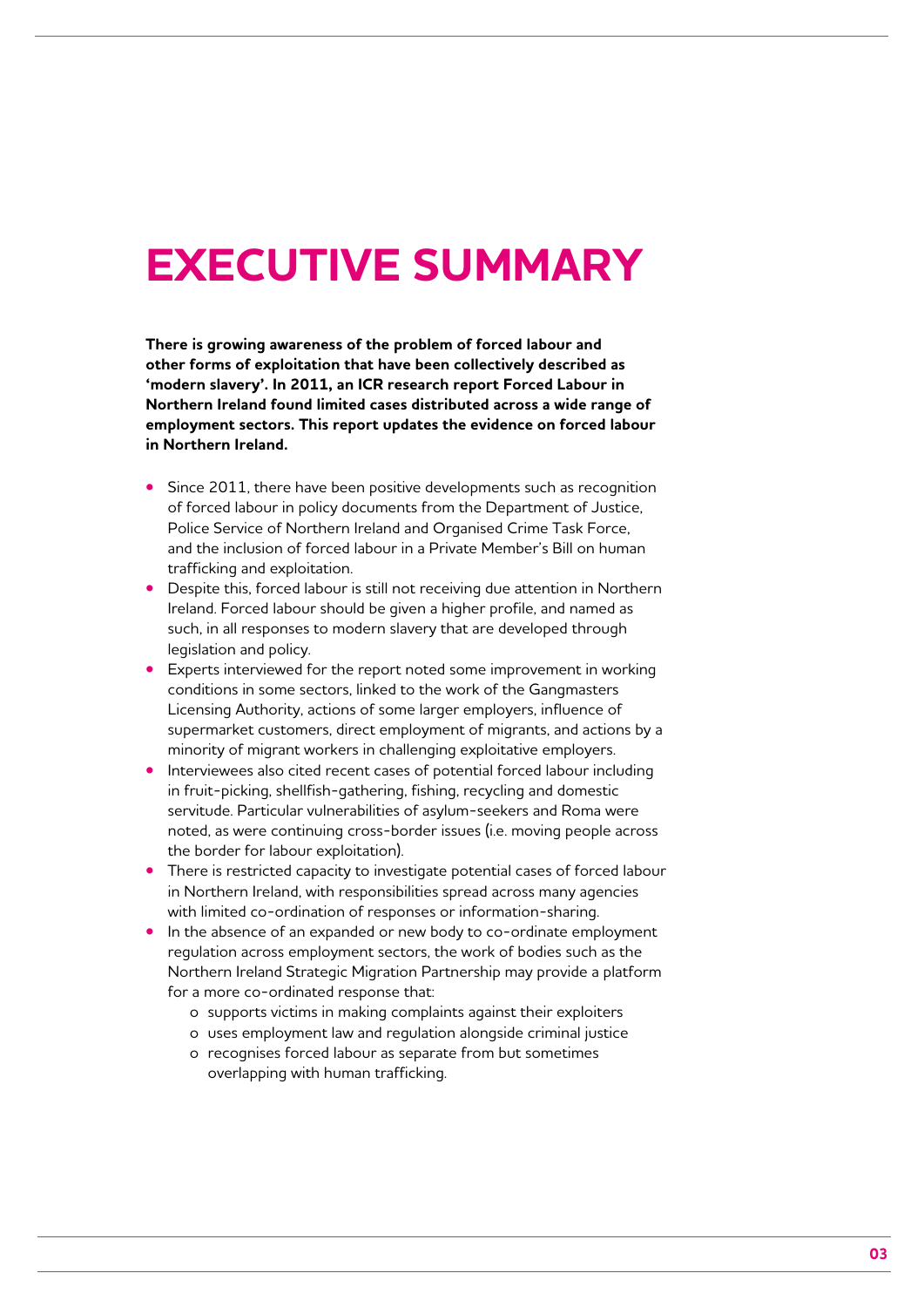# EXECUTIVE SUMMARY

**There is growing awareness of the problem of forced labour and other forms of exploitation that have been collectively described as 'modern slavery'. In 2011, an ICR research report Forced Labour in Northern Ireland found limited cases distributed across a wide range of employment sectors. This report updates the evidence on forced labour in Northern Ireland.**

- Since 2011, there have been positive developments such as recognition of forced labour in policy documents from the Department of Justice, Police Service of Northern Ireland and Organised Crime Task Force, and the inclusion of forced labour in a Private Member's Bill on human trafficking and exploitation.
- Despite this, forced labour is still not receiving due attention in Northern Ireland. Forced labour should be given a higher profile, and named as such, in all responses to modern slavery that are developed through legislation and policy.
- Experts interviewed for the report noted some improvement in working conditions in some sectors, linked to the work of the Gangmasters Licensing Authority, actions of some larger employers, influence of supermarket customers, direct employment of migrants, and actions by a minority of migrant workers in challenging exploitative employers.
- Interviewees also cited recent cases of potential forced labour including in fruit-picking, shellfish-gathering, fishing, recycling and domestic servitude. Particular vulnerabilities of asylum-seekers and Roma were noted, as were continuing cross-border issues (i.e. moving people across the border for labour exploitation).
- There is restricted capacity to investigate potential cases of forced labour in Northern Ireland, with responsibilities spread across many agencies with limited co-ordination of responses or information-sharing.
- In the absence of an expanded or new body to co-ordinate employment regulation across employment sectors, the work of bodies such as the Northern Ireland Strategic Migration Partnership may provide a platform for a more co-ordinated response that:
  - supports victims in making complaints against their exploiters
  - uses employment law and regulation alongside criminal justice
  - recognises forced labour as separate from but sometimes overlapping with human trafficking.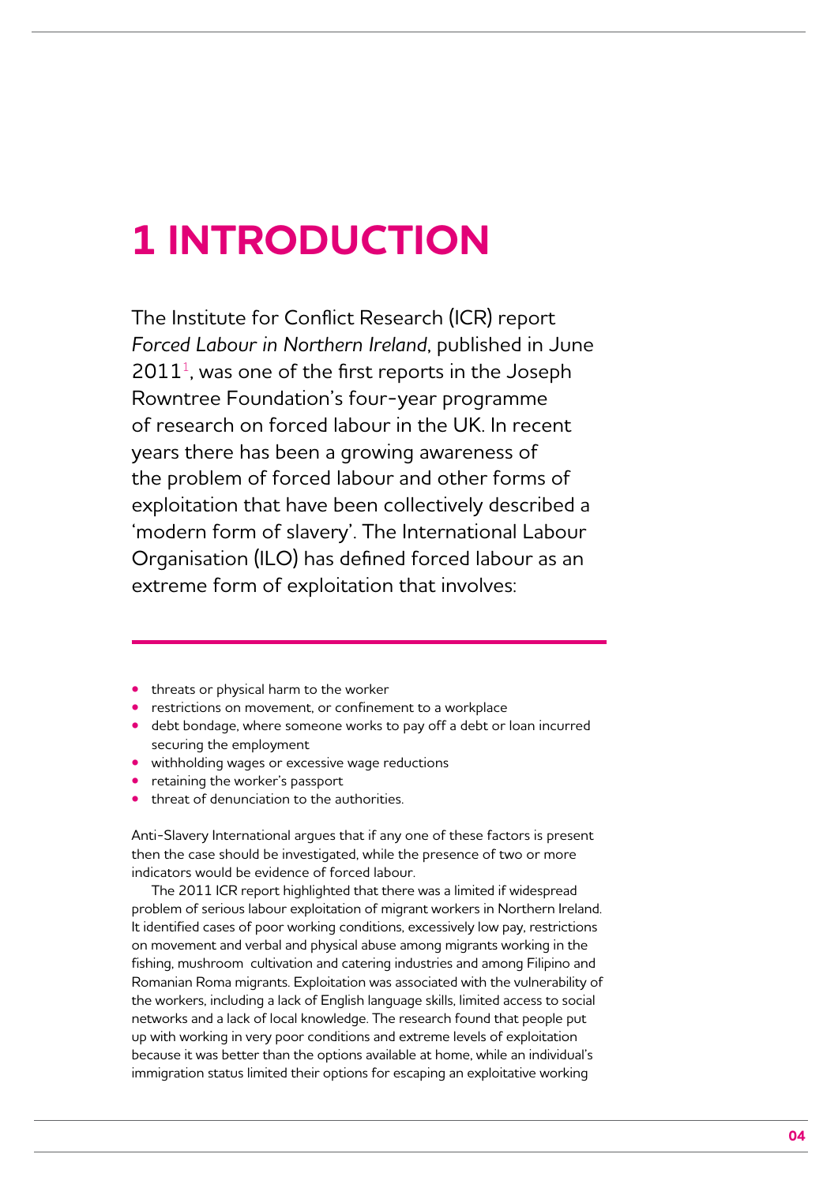# 1 INTRODUCTION

The Institute for Conflict Research (ICR) report *Forced Labour in Northern Ireland*, published in June 2011[1], was one of the first reports in the Joseph Rowntree Foundation's four-year programme of research on forced labour in the UK. In recent years there has been a growing awareness of the problem of forced labour and other forms of exploitation that have been collectively described a 'modern form of slavery'. The International Labour Organisation (ILO) has defined forced labour as an extreme form of exploitation that involves:

- threats or physical harm to the worker
- restrictions on movement, or confinement to a workplace
- debt bondage, where someone works to pay off a debt or loan incurred securing the employment
- withholding wages or excessive wage reductions
- retaining the worker's passport
- threat of denunciation to the authorities.

Anti-Slavery International argues that if any one of these factors is present then the case should be investigated, while the presence of two or more indicators would be evidence of forced labour.

The 2011 ICR report highlighted that there was a limited if widespread problem of serious labour exploitation of migrant workers in Northern Ireland. It identified cases of poor working conditions, excessively low pay, restrictions on movement and verbal and physical abuse among migrants working in the fishing, mushroom cultivation and catering industries and among Filipino and Romanian Roma migrants. Exploitation was associated with the vulnerability of the workers, including a lack of English language skills, limited access to social networks and a lack of local knowledge. The research found that people put up with working in very poor conditions and extreme levels of exploitation because it was better than the options available at home, while an individual's immigration status limited their options for escaping an exploitative working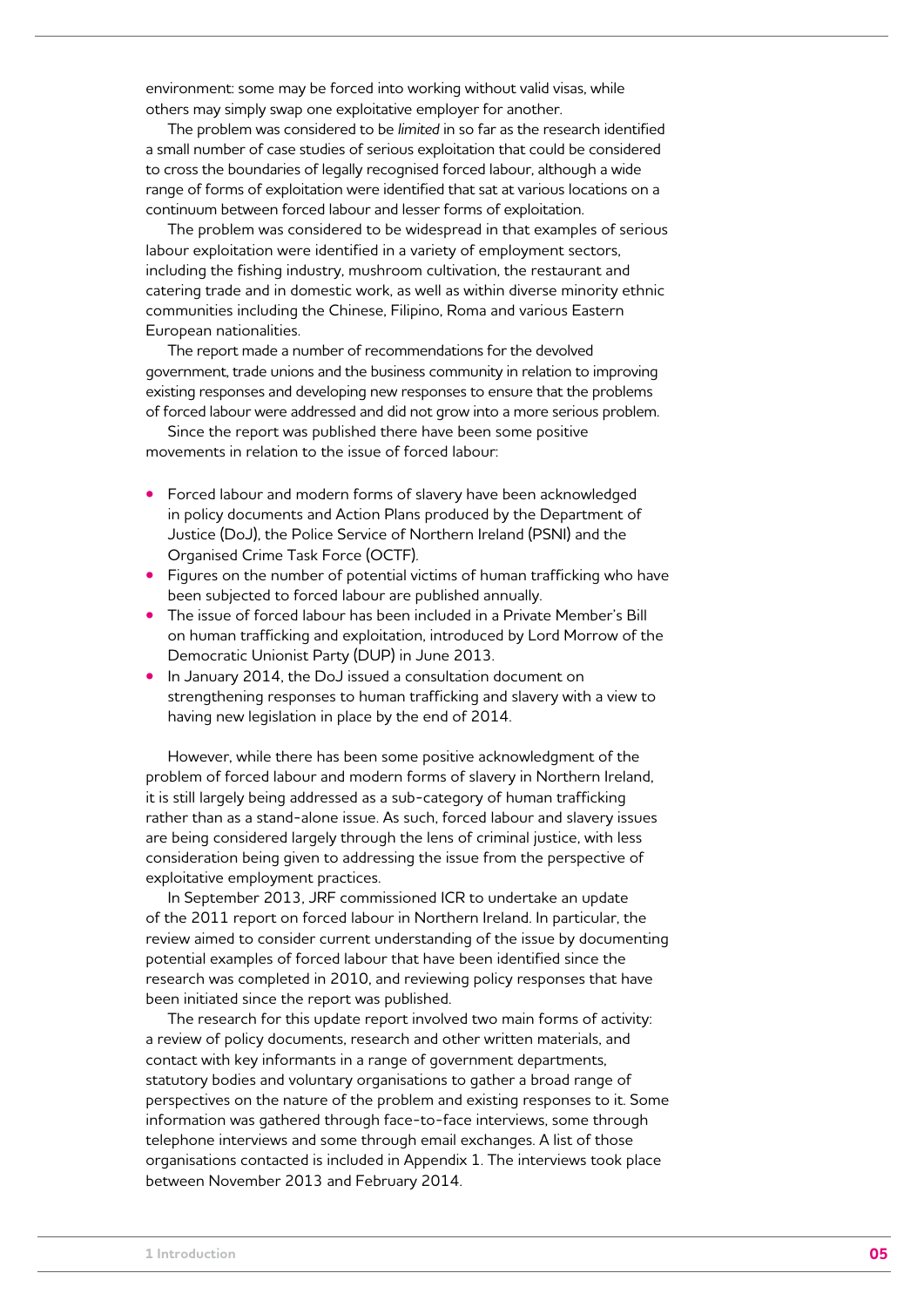environment: some may be forced into working without valid visas, while others may simply swap one exploitative employer for another.

The problem was considered to be *limited* in so far as the research identified a small number of case studies of serious exploitation that could be considered to cross the boundaries of legally recognised forced labour, although a wide range of forms of exploitation were identified that sat at various locations on a continuum between forced labour and lesser forms of exploitation.

The problem was considered to be widespread in that examples of serious labour exploitation were identified in a variety of employment sectors, including the fishing industry, mushroom cultivation, the restaurant and catering trade and in domestic work, as well as within diverse minority ethnic communities including the Chinese, Filipino, Roma and various Eastern European nationalities.

The report made a number of recommendations for the devolved government, trade unions and the business community in relation to improving existing responses and developing new responses to ensure that the problems of forced labour were addressed and did not grow into a more serious problem.

Since the report was published there have been some positive movements in relation to the issue of forced labour:

- Forced labour and modern forms of slavery have been acknowledged in policy documents and Action Plans produced by the Department of Justice (DoJ), the Police Service of Northern Ireland (PSNI) and the Organised Crime Task Force (OCTF).
- Figures on the number of potential victims of human trafficking who have been subjected to forced labour are published annually.
- The issue of forced labour has been included in a Private Member's Bill on human trafficking and exploitation, introduced by Lord Morrow of the Democratic Unionist Party (DUP) in June 2013.
- In January 2014, the DoJ issued a consultation document on strengthening responses to human trafficking and slavery with a view to having new legislation in place by the end of 2014.

However, while there has been some positive acknowledgment of the problem of forced labour and modern forms of slavery in Northern Ireland, it is still largely being addressed as a sub-category of human trafficking rather than as a stand-alone issue. As such, forced labour and slavery issues are being considered largely through the lens of criminal justice, with less consideration being given to addressing the issue from the perspective of exploitative employment practices.

In September 2013, JRF commissioned ICR to undertake an update of the 2011 report on forced labour in Northern Ireland. In particular, the review aimed to consider current understanding of the issue by documenting potential examples of forced labour that have been identified since the research was completed in 2010, and reviewing policy responses that have been initiated since the report was published.

The research for this update report involved two main forms of activity: a review of policy documents, research and other written materials, and contact with key informants in a range of government departments, statutory bodies and voluntary organisations to gather a broad range of perspectives on the nature of the problem and existing responses to it. Some information was gathered through face-to-face interviews, some through telephone interviews and some through email exchanges. A list of those organisations contacted is included in Appendix 1. The interviews took place between November 2013 and February 2014.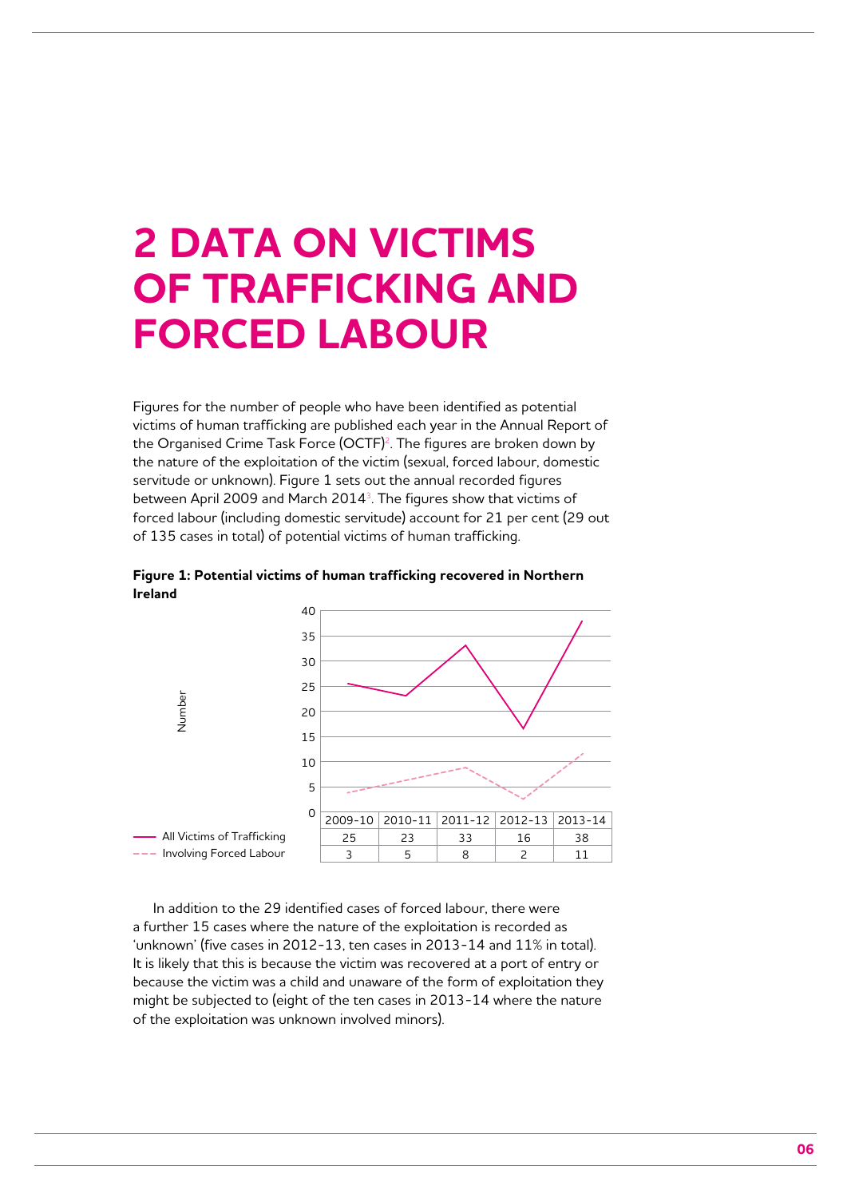# 2 DATA ON VICTIMS OF TRAFFICKING AND FORCED LABOUR

Figures for the number of people who have been identified as potential victims of human trafficking are published each year in the Annual Report of the Organised Crime Task Force (OCTF)[2]. The figures are broken down by the nature of the exploitation of the victim (sexual, forced labour, domestic servitude or unknown). Figure 1 sets out the annual recorded figures between April 2009 and March 2014[3]. The figures show that victims of forced labour (including domestic servitude) account for 21 per cent (29 out of 135 cases in total) of potential victims of human trafficking.

**Figure 1: Potential victims of human trafficking recovered in Northern Ireland**

| | 2009-10 | 2010-11 | 2011-12 | 2012-13 | 2013-14 |
|---|---|---|---|---|---|
| All Victims of Trafficking | 25 | 23 | 33 | 16 | 38 |
| Involving Forced Labour | 3 | 5 | 8 | 2 | 11 |

In addition to the 29 identified cases of forced labour, there were a further 15 cases where the nature of the exploitation is recorded as 'unknown' (five cases in 2012-13, ten cases in 2013-14 and 11% in total). It is likely that this is because the victim was recovered at a port of entry or because the victim was a child and unaware of the form of exploitation they might be subjected to (eight of the ten cases in 2013-14 where the nature of the exploitation was unknown involved minors).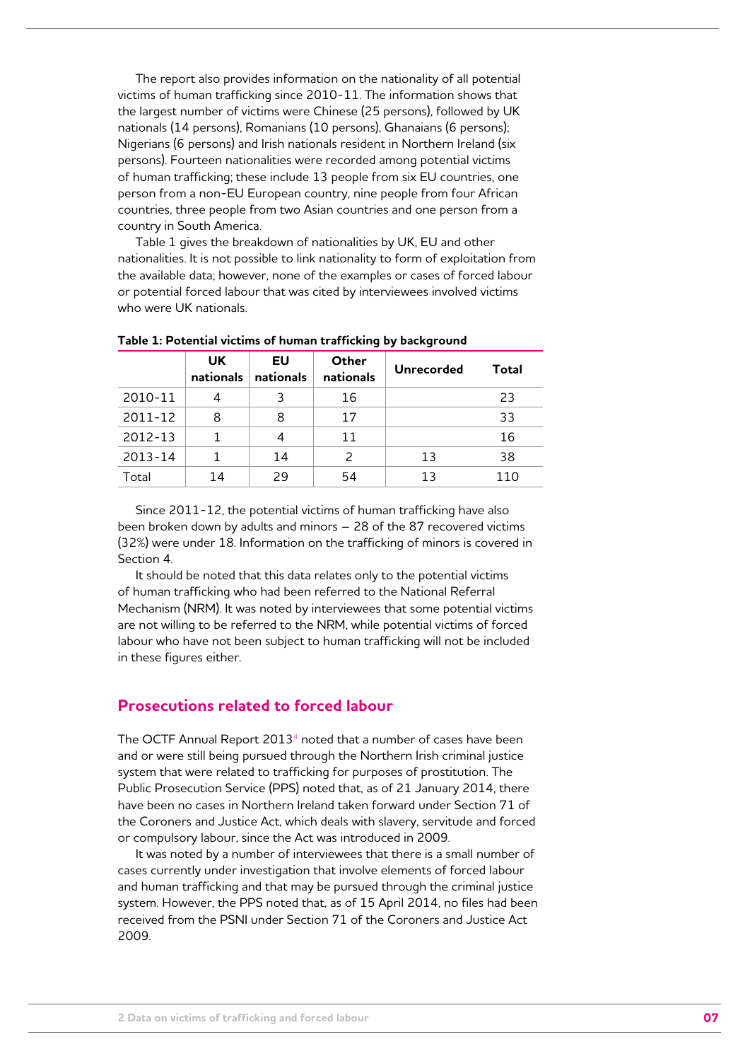The report also provides information on the nationality of all potential victims of human trafficking since 2010-11. The information shows that the largest number of victims were Chinese (25 persons), followed by UK nationals (14 persons), Romanians (10 persons), Ghanaians (6 persons); Nigerians (6 persons) and Irish nationals resident in Northern Ireland (six persons). Fourteen nationalities were recorded among potential victims of human trafficking; these include 13 people from six EU countries, one person from a non-EU European country, nine people from four African countries, three people from two Asian countries and one person from a country in South America.

Table 1 gives the breakdown of nationalities by UK, EU and other nationalities. It is not possible to link nationality to form of exploitation from the available data; however, none of the examples or cases of forced labour or potential forced labour that was cited by interviewees involved victims who were UK nationals.

**Table 1: Potential victims of human trafficking by background**

| | UK nationals | EU nationals | Other nationals | Unrecorded | Total |
|---|---|---|---|---|---|
| 2010-11 | 4 | 3 | 16 | | 23 |
| 2011-12 | 8 | 8 | 17 | | 33 |
| 2012-13 | 1 | 4 | 11 | | 16 |
| 2013-14 | 1 | 14 | 2 | 13 | 38 |
| Total | 14 | 29 | 54 | 13 | 110 |

Since 2011-12, the potential victims of human trafficking have also been broken down by adults and minors – 28 of the 87 recovered victims (32%) were under 18. Information on the trafficking of minors is covered in Section 4.

It should be noted that this data relates only to the potential victims of human trafficking who had been referred to the National Referral Mechanism (NRM). It was noted by interviewees that some potential victims are not willing to be referred to the NRM, while potential victims of forced labour who have not been subject to human trafficking will not be included in these figures either.

## Prosecutions related to forced labour

The OCTF Annual Report 2013[4] noted that a number of cases have been and or were still being pursued through the Northern Irish criminal justice system that were related to trafficking for purposes of prostitution. The Public Prosecution Service (PPS) noted that, as of 21 January 2014, there have been no cases in Northern Ireland taken forward under Section 71 of the Coroners and Justice Act, which deals with slavery, servitude and forced or compulsory labour, since the Act was introduced in 2009.

It was noted by a number of interviewees that there is a small number of cases currently under investigation that involve elements of forced labour and human trafficking and that may be pursued through the criminal justice system. However, the PPS noted that, as of 15 April 2014, no files had been received from the PSNI under Section 71 of the Coroners and Justice Act 2009.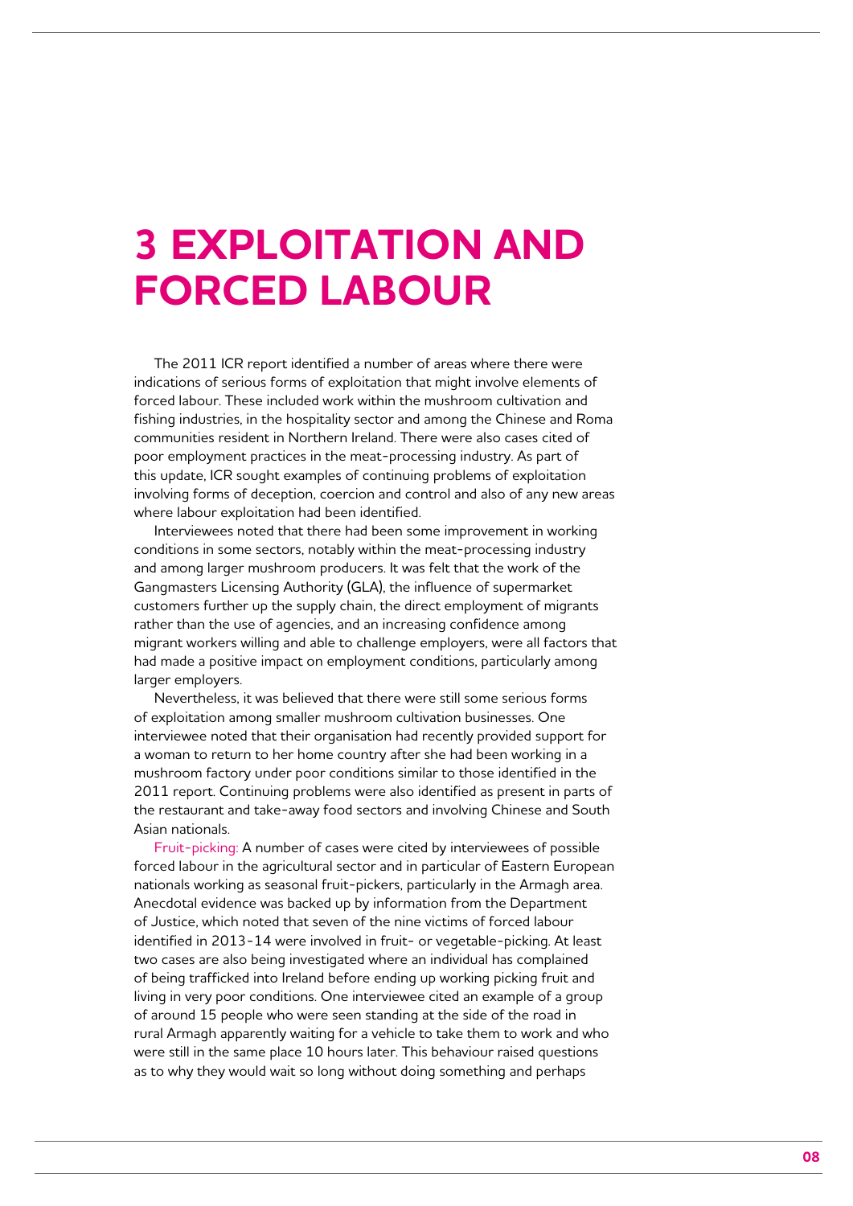# 3 EXPLOITATION AND FORCED LABOUR

The 2011 ICR report identified a number of areas where there were indications of serious forms of exploitation that might involve elements of forced labour. These included work within the mushroom cultivation and fishing industries, in the hospitality sector and among the Chinese and Roma communities resident in Northern Ireland. There were also cases cited of poor employment practices in the meat-processing industry. As part of this update, ICR sought examples of continuing problems of exploitation involving forms of deception, coercion and control and also of any new areas where labour exploitation had been identified.

Interviewees noted that there had been some improvement in working conditions in some sectors, notably within the meat-processing industry and among larger mushroom producers. It was felt that the work of the Gangmasters Licensing Authority (GLA), the influence of supermarket customers further up the supply chain, the direct employment of migrants rather than the use of agencies, and an increasing confidence among migrant workers willing and able to challenge employers, were all factors that had made a positive impact on employment conditions, particularly among larger employers.

Nevertheless, it was believed that there were still some serious forms of exploitation among smaller mushroom cultivation businesses. One interviewee noted that their organisation had recently provided support for a woman to return to her home country after she had been working in a mushroom factory under poor conditions similar to those identified in the 2011 report. Continuing problems were also identified as present in parts of the restaurant and take-away food sectors and involving Chinese and South Asian nationals.

Fruit-picking: A number of cases were cited by interviewees of possible forced labour in the agricultural sector and in particular of Eastern European nationals working as seasonal fruit-pickers, particularly in the Armagh area. Anecdotal evidence was backed up by information from the Department of Justice, which noted that seven of the nine victims of forced labour identified in 2013-14 were involved in fruit- or vegetable-picking. At least two cases are also being investigated where an individual has complained of being trafficked into Ireland before ending up working picking fruit and living in very poor conditions. One interviewee cited an example of a group of around 15 people who were seen standing at the side of the road in rural Armagh apparently waiting for a vehicle to take them to work and who were still in the same place 10 hours later. This behaviour raised questions as to why they would wait so long without doing something and perhaps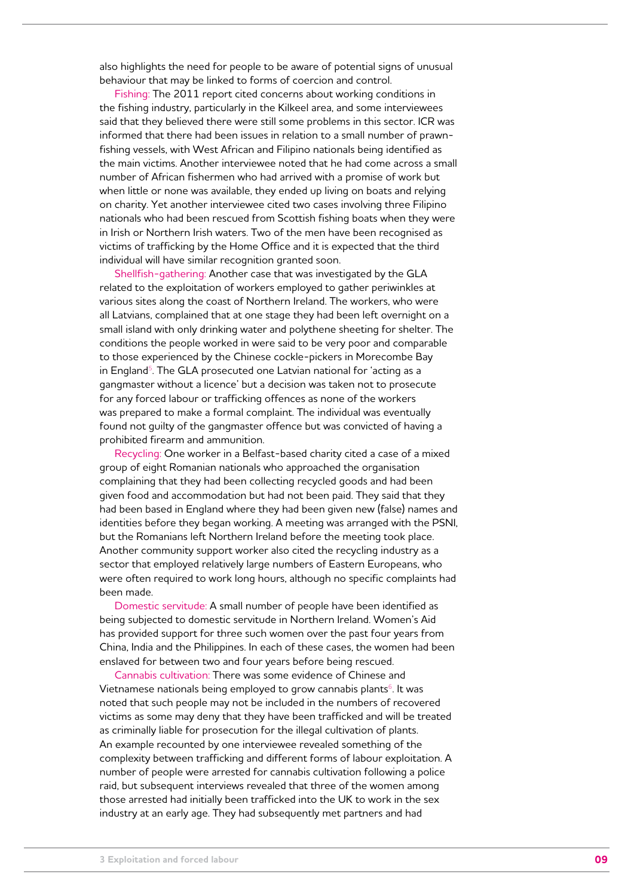also highlights the need for people to be aware of potential signs of unusual behaviour that may be linked to forms of coercion and control.

Fishing: The 2011 report cited concerns about working conditions in the fishing industry, particularly in the Kilkeel area, and some interviewees said that they believed there were still some problems in this sector. ICR was informed that there had been issues in relation to a small number of prawn-fishing vessels, with West African and Filipino nationals being identified as the main victims. Another interviewee noted that he had come across a small number of African fishermen who had arrived with a promise of work but when little or none was available, they ended up living on boats and relying on charity. Yet another interviewee cited two cases involving three Filipino nationals who had been rescued from Scottish fishing boats when they were in Irish or Northern Irish waters. Two of the men have been recognised as victims of trafficking by the Home Office and it is expected that the third individual will have similar recognition granted soon.

Shellfish-gathering: Another case that was investigated by the GLA related to the exploitation of workers employed to gather periwinkles at various sites along the coast of Northern Ireland. The workers, who were all Latvians, complained that at one stage they had been left overnight on a small island with only drinking water and polythene sheeting for shelter. The conditions the people worked in were said to be very poor and comparable to those experienced by the Chinese cockle-pickers in Morecombe Bay in England[5]. The GLA prosecuted one Latvian national for 'acting as a gangmaster without a licence' but a decision was taken not to prosecute for any forced labour or trafficking offences as none of the workers was prepared to make a formal complaint. The individual was eventually found not guilty of the gangmaster offence but was convicted of having a prohibited firearm and ammunition.

Recycling: One worker in a Belfast-based charity cited a case of a mixed group of eight Romanian nationals who approached the organisation complaining that they had been collecting recycled goods and had been given food and accommodation but had not been paid. They said that they had been based in England where they had been given new (false) names and identities before they began working. A meeting was arranged with the PSNI, but the Romanians left Northern Ireland before the meeting took place. Another community support worker also cited the recycling industry as a sector that employed relatively large numbers of Eastern Europeans, who were often required to work long hours, although no specific complaints had been made.

Domestic servitude: A small number of people have been identified as being subjected to domestic servitude in Northern Ireland. Women's Aid has provided support for three such women over the past four years from China, India and the Philippines. In each of these cases, the women had been enslaved for between two and four years before being rescued.

Cannabis cultivation: There was some evidence of Chinese and Vietnamese nationals being employed to grow cannabis plants[6]. It was noted that such people may not be included in the numbers of recovered victims as some may deny that they have been trafficked and will be treated as criminally liable for prosecution for the illegal cultivation of plants. An example recounted by one interviewee revealed something of the complexity between trafficking and different forms of labour exploitation. A number of people were arrested for cannabis cultivation following a police raid, but subsequent interviews revealed that three of the women among those arrested had initially been trafficked into the UK to work in the sex industry at an early age. They had subsequently met partners and had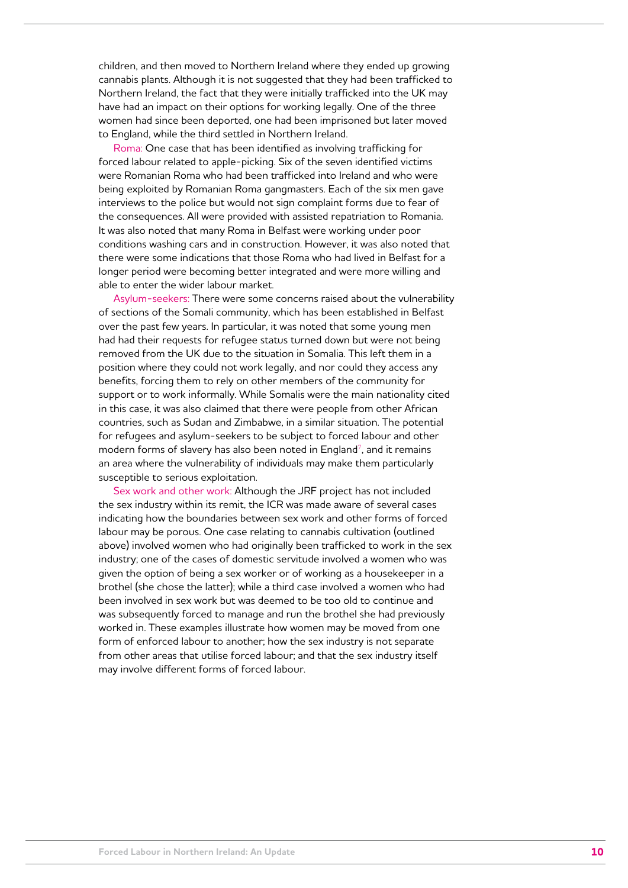children, and then moved to Northern Ireland where they ended up growing cannabis plants. Although it is not suggested that they had been trafficked to Northern Ireland, the fact that they were initially trafficked into the UK may have had an impact on their options for working legally. One of the three women had since been deported, one had been imprisoned but later moved to England, while the third settled in Northern Ireland.

Roma: One case that has been identified as involving trafficking for forced labour related to apple-picking. Six of the seven identified victims were Romanian Roma who had been trafficked into Ireland and who were being exploited by Romanian Roma gangmasters. Each of the six men gave interviews to the police but would not sign complaint forms due to fear of the consequences. All were provided with assisted repatriation to Romania. It was also noted that many Roma in Belfast were working under poor conditions washing cars and in construction. However, it was also noted that there were some indications that those Roma who had lived in Belfast for a longer period were becoming better integrated and were more willing and able to enter the wider labour market.

Asylum-seekers: There were some concerns raised about the vulnerability of sections of the Somali community, which has been established in Belfast over the past few years. In particular, it was noted that some young men had had their requests for refugee status turned down but were not being removed from the UK due to the situation in Somalia. This left them in a position where they could not work legally, and nor could they access any benefits, forcing them to rely on other members of the community for support or to work informally. While Somalis were the main nationality cited in this case, it was also claimed that there were people from other African countries, such as Sudan and Zimbabwe, in a similar situation. The potential for refugees and asylum-seekers to be subject to forced labour and other modern forms of slavery has also been noted in England[7], and it remains an area where the vulnerability of individuals may make them particularly susceptible to serious exploitation.

Sex work and other work: Although the JRF project has not included the sex industry within its remit, the ICR was made aware of several cases indicating how the boundaries between sex work and other forms of forced labour may be porous. One case relating to cannabis cultivation (outlined above) involved women who had originally been trafficked to work in the sex industry; one of the cases of domestic servitude involved a women who was given the option of being a sex worker or of working as a housekeeper in a brothel (she chose the latter); while a third case involved a women who had been involved in sex work but was deemed to be too old to continue and was subsequently forced to manage and run the brothel she had previously worked in. These examples illustrate how women may be moved from one form of enforced labour to another; how the sex industry is not separate from other areas that utilise forced labour; and that the sex industry itself may involve different forms of forced labour.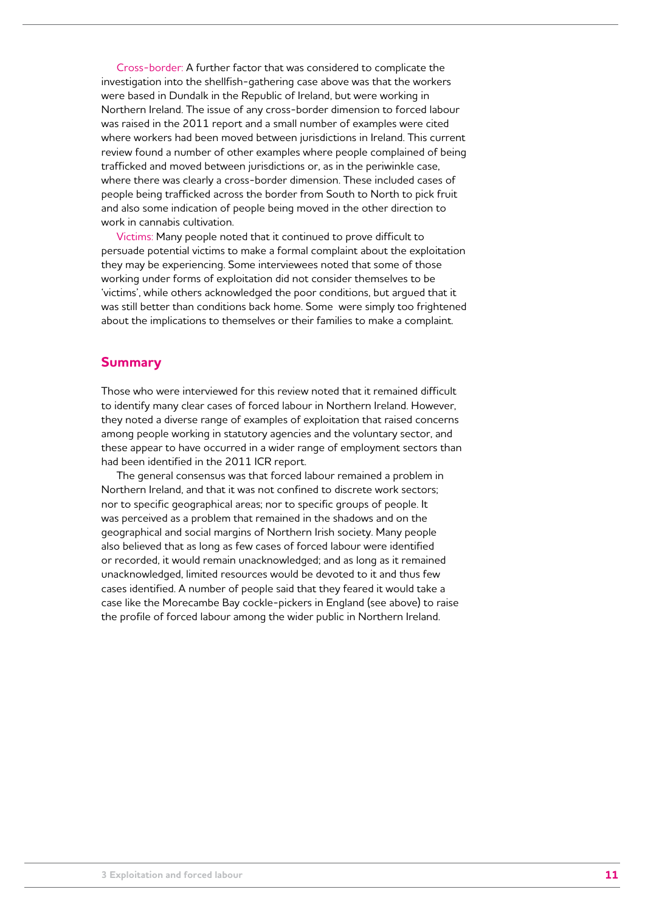Cross-border: A further factor that was considered to complicate the investigation into the shellfish-gathering case above was that the workers were based in Dundalk in the Republic of Ireland, but were working in Northern Ireland. The issue of any cross-border dimension to forced labour was raised in the 2011 report and a small number of examples were cited where workers had been moved between jurisdictions in Ireland. This current review found a number of other examples where people complained of being trafficked and moved between jurisdictions or, as in the periwinkle case, where there was clearly a cross-border dimension. These included cases of people being trafficked across the border from South to North to pick fruit and also some indication of people being moved in the other direction to work in cannabis cultivation.

Victims: Many people noted that it continued to prove difficult to persuade potential victims to make a formal complaint about the exploitation they may be experiencing. Some interviewees noted that some of those working under forms of exploitation did not consider themselves to be 'victims', while others acknowledged the poor conditions, but argued that it was still better than conditions back home. Some were simply too frightened about the implications to themselves or their families to make a complaint.

## Summary

Those who were interviewed for this review noted that it remained difficult to identify many clear cases of forced labour in Northern Ireland. However, they noted a diverse range of examples of exploitation that raised concerns among people working in statutory agencies and the voluntary sector, and these appear to have occurred in a wider range of employment sectors than had been identified in the 2011 ICR report.

The general consensus was that forced labour remained a problem in Northern Ireland, and that it was not confined to discrete work sectors; nor to specific geographical areas; nor to specific groups of people. It was perceived as a problem that remained in the shadows and on the geographical and social margins of Northern Irish society. Many people also believed that as long as few cases of forced labour were identified or recorded, it would remain unacknowledged; and as long as it remained unacknowledged, limited resources would be devoted to it and thus few cases identified. A number of people said that they feared it would take a case like the Morecambe Bay cockle-pickers in England (see above) to raise the profile of forced labour among the wider public in Northern Ireland.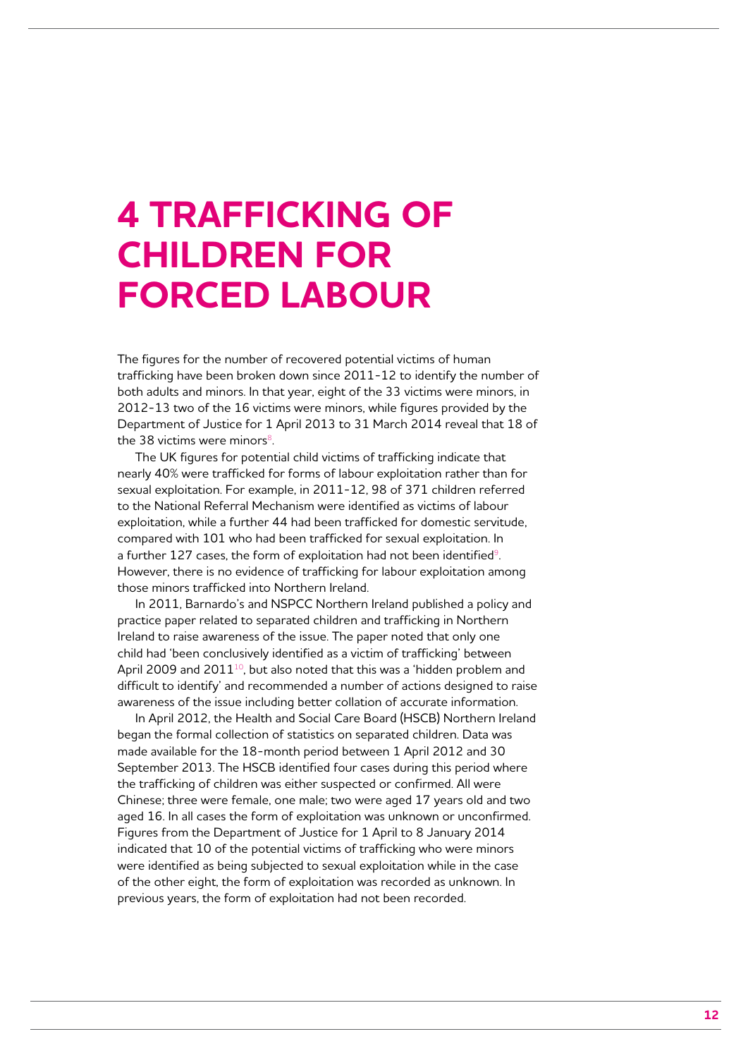# 4 TRAFFICKING OF CHILDREN FOR FORCED LABOUR

The figures for the number of recovered potential victims of human trafficking have been broken down since 2011-12 to identify the number of both adults and minors. In that year, eight of the 33 victims were minors, in 2012-13 two of the 16 victims were minors, while figures provided by the Department of Justice for 1 April 2013 to 31 March 2014 reveal that 18 of the 38 victims were minors[8].

The UK figures for potential child victims of trafficking indicate that nearly 40% were trafficked for forms of labour exploitation rather than for sexual exploitation. For example, in 2011-12, 98 of 371 children referred to the National Referral Mechanism were identified as victims of labour exploitation, while a further 44 had been trafficked for domestic servitude, compared with 101 who had been trafficked for sexual exploitation. In a further 127 cases, the form of exploitation had not been identified[9]. However, there is no evidence of trafficking for labour exploitation among those minors trafficked into Northern Ireland.

In 2011, Barnardo's and NSPCC Northern Ireland published a policy and practice paper related to separated children and trafficking in Northern Ireland to raise awareness of the issue. The paper noted that only one child had 'been conclusively identified as a victim of trafficking' between April 2009 and 2011[10], but also noted that this was a 'hidden problem and difficult to identify' and recommended a number of actions designed to raise awareness of the issue including better collation of accurate information.

In April 2012, the Health and Social Care Board (HSCB) Northern Ireland began the formal collection of statistics on separated children. Data was made available for the 18-month period between 1 April 2012 and 30 September 2013. The HSCB identified four cases during this period where the trafficking of children was either suspected or confirmed. All were Chinese; three were female, one male; two were aged 17 years old and two aged 16. In all cases the form of exploitation was unknown or unconfirmed. Figures from the Department of Justice for 1 April to 8 January 2014 indicated that 10 of the potential victims of trafficking who were minors were identified as being subjected to sexual exploitation while in the case of the other eight, the form of exploitation was recorded as unknown. In previous years, the form of exploitation had not been recorded.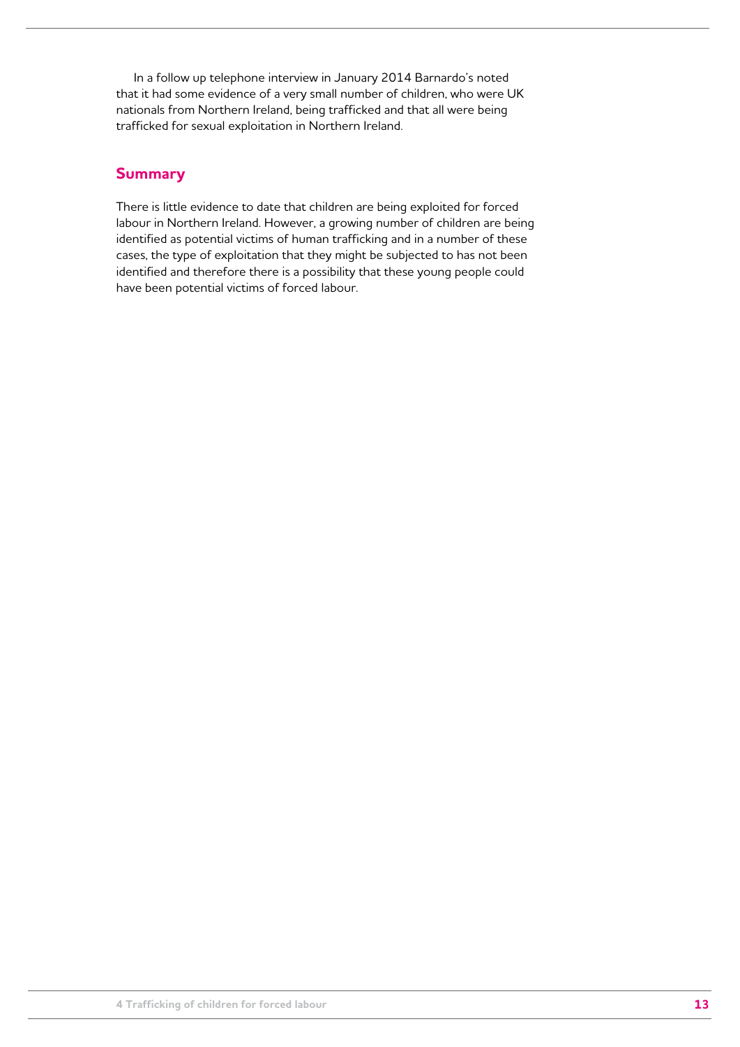In a follow up telephone interview in January 2014 Barnardo's noted that it had some evidence of a very small number of children, who were UK nationals from Northern Ireland, being trafficked and that all were being trafficked for sexual exploitation in Northern Ireland.

## Summary

There is little evidence to date that children are being exploited for forced labour in Northern Ireland. However, a growing number of children are being identified as potential victims of human trafficking and in a number of these cases, the type of exploitation that they might be subjected to has not been identified and therefore there is a possibility that these young people could have been potential victims of forced labour.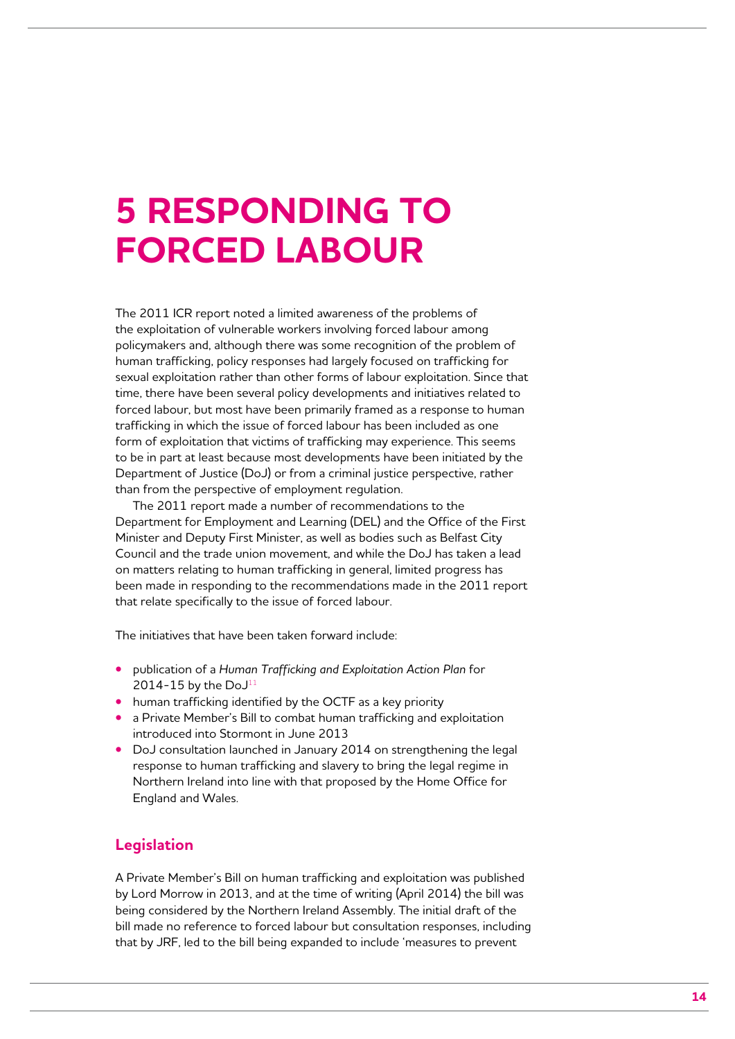# 5 RESPONDING TO FORCED LABOUR

The 2011 ICR report noted a limited awareness of the problems of the exploitation of vulnerable workers involving forced labour among policymakers and, although there was some recognition of the problem of human trafficking, policy responses had largely focused on trafficking for sexual exploitation rather than other forms of labour exploitation. Since that time, there have been several policy developments and initiatives related to forced labour, but most have been primarily framed as a response to human trafficking in which the issue of forced labour has been included as one form of exploitation that victims of trafficking may experience. This seems to be in part at least because most developments have been initiated by the Department of Justice (DoJ) or from a criminal justice perspective, rather than from the perspective of employment regulation.

The 2011 report made a number of recommendations to the Department for Employment and Learning (DEL) and the Office of the First Minister and Deputy First Minister, as well as bodies such as Belfast City Council and the trade union movement, and while the DoJ has taken a lead on matters relating to human trafficking in general, limited progress has been made in responding to the recommendations made in the 2011 report that relate specifically to the issue of forced labour.

The initiatives that have been taken forward include:

- publication of a *Human Trafficking and Exploitation Action Plan* for 2014-15 by the DoJ[11]
- human trafficking identified by the OCTF as a key priority
- a Private Member's Bill to combat human trafficking and exploitation introduced into Stormont in June 2013
- DoJ consultation launched in January 2014 on strengthening the legal response to human trafficking and slavery to bring the legal regime in Northern Ireland into line with that proposed by the Home Office for England and Wales.

## Legislation

A Private Member's Bill on human trafficking and exploitation was published by Lord Morrow in 2013, and at the time of writing (April 2014) the bill was being considered by the Northern Ireland Assembly. The initial draft of the bill made no reference to forced labour but consultation responses, including that by JRF, led to the bill being expanded to include 'measures to prevent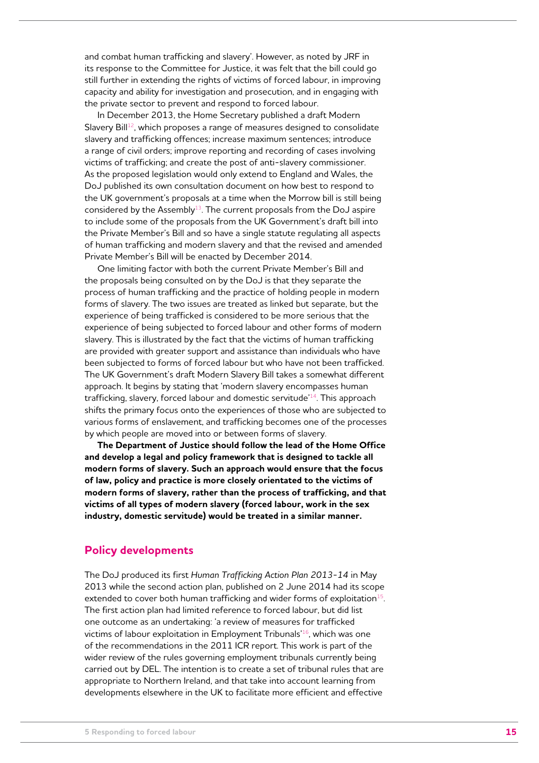and combat human trafficking and slavery'. However, as noted by JRF in its response to the Committee for Justice, it was felt that the bill could go still further in extending the rights of victims of forced labour, in improving capacity and ability for investigation and prosecution, and in engaging with the private sector to prevent and respond to forced labour.

In December 2013, the Home Secretary published a draft Modern Slavery Bill[12], which proposes a range of measures designed to consolidate slavery and trafficking offences; increase maximum sentences; introduce a range of civil orders; improve reporting and recording of cases involving victims of trafficking; and create the post of anti-slavery commissioner. As the proposed legislation would only extend to England and Wales, the DoJ published its own consultation document on how best to respond to the UK government's proposals at a time when the Morrow bill is still being considered by the Assembly[13]. The current proposals from the DoJ aspire to include some of the proposals from the UK Government's draft bill into the Private Member's Bill and so have a single statute regulating all aspects of human trafficking and modern slavery and that the revised and amended Private Member's Bill will be enacted by December 2014.

One limiting factor with both the current Private Member's Bill and the proposals being consulted on by the DoJ is that they separate the process of human trafficking and the practice of holding people in modern forms of slavery. The two issues are treated as linked but separate, but the experience of being trafficked is considered to be more serious that the experience of being subjected to forced labour and other forms of modern slavery. This is illustrated by the fact that the victims of human trafficking are provided with greater support and assistance than individuals who have been subjected to forms of forced labour but who have not been trafficked. The UK Government's draft Modern Slavery Bill takes a somewhat different approach. It begins by stating that 'modern slavery encompasses human trafficking, slavery, forced labour and domestic servitude'[14]. This approach shifts the primary focus onto the experiences of those who are subjected to various forms of enslavement, and trafficking becomes one of the processes by which people are moved into or between forms of slavery.

**The Department of Justice should follow the lead of the Home Office and develop a legal and policy framework that is designed to tackle all modern forms of slavery. Such an approach would ensure that the focus of law, policy and practice is more closely orientated to the victims of modern forms of slavery, rather than the process of trafficking, and that victims of all types of modern slavery (forced labour, work in the sex industry, domestic servitude) would be treated in a similar manner.**

## Policy developments

The DoJ produced its first *Human Trafficking Action Plan 2013-14* in May 2013 while the second action plan, published on 2 June 2014 had its scope extended to cover both human trafficking and wider forms of exploitation[15]. The first action plan had limited reference to forced labour, but did list one outcome as an undertaking: 'a review of measures for trafficked victims of labour exploitation in Employment Tribunals'[16], which was one of the recommendations in the 2011 ICR report. This work is part of the wider review of the rules governing employment tribunals currently being carried out by DEL. The intention is to create a set of tribunal rules that are appropriate to Northern Ireland, and that take into account learning from developments elsewhere in the UK to facilitate more efficient and effective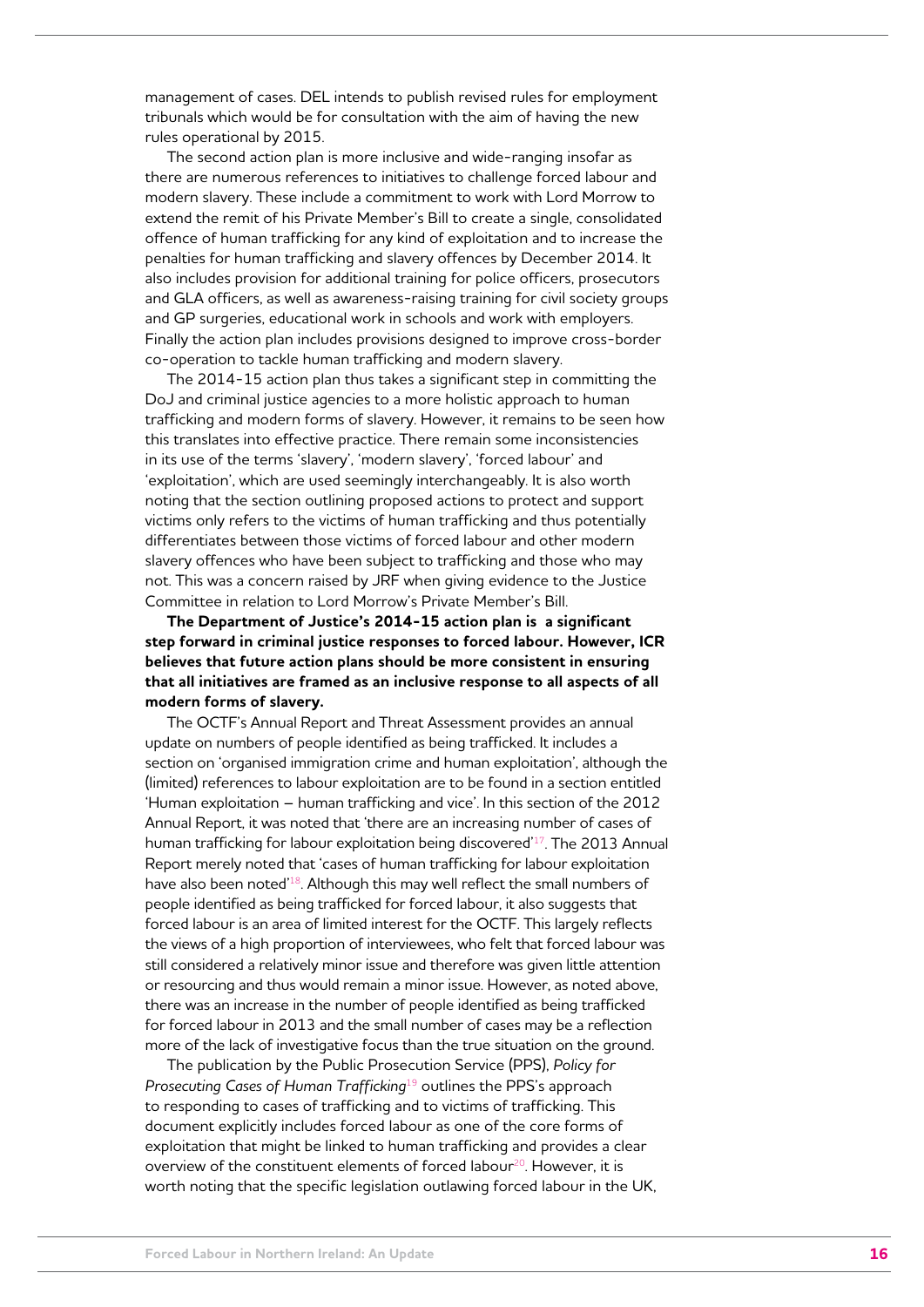management of cases. DEL intends to publish revised rules for employment tribunals which would be for consultation with the aim of having the new rules operational by 2015.

The second action plan is more inclusive and wide-ranging insofar as there are numerous references to initiatives to challenge forced labour and modern slavery. These include a commitment to work with Lord Morrow to extend the remit of his Private Member's Bill to create a single, consolidated offence of human trafficking for any kind of exploitation and to increase the penalties for human trafficking and slavery offences by December 2014. It also includes provision for additional training for police officers, prosecutors and GLA officers, as well as awareness-raising training for civil society groups and GP surgeries, educational work in schools and work with employers. Finally the action plan includes provisions designed to improve cross-border co-operation to tackle human trafficking and modern slavery.

The 2014-15 action plan thus takes a significant step in committing the DoJ and criminal justice agencies to a more holistic approach to human trafficking and modern forms of slavery. However, it remains to be seen how this translates into effective practice. There remain some inconsistencies in its use of the terms 'slavery', 'modern slavery', 'forced labour' and 'exploitation', which are used seemingly interchangeably. It is also worth noting that the section outlining proposed actions to protect and support victims only refers to the victims of human trafficking and thus potentially differentiates between those victims of forced labour and other modern slavery offences who have been subject to trafficking and those who may not. This was a concern raised by JRF when giving evidence to the Justice Committee in relation to Lord Morrow's Private Member's Bill.

**The Department of Justice's 2014-15 action plan is a significant step forward in criminal justice responses to forced labour. However, ICR believes that future action plans should be more consistent in ensuring that all initiatives are framed as an inclusive response to all aspects of all modern forms of slavery.**

The OCTF's Annual Report and Threat Assessment provides an annual update on numbers of people identified as being trafficked. It includes a section on 'organised immigration crime and human exploitation', although the (limited) references to labour exploitation are to be found in a section entitled 'Human exploitation – human trafficking and vice'. In this section of the 2012 Annual Report, it was noted that 'there are an increasing number of cases of human trafficking for labour exploitation being discovered'[17]. The 2013 Annual Report merely noted that 'cases of human trafficking for labour exploitation have also been noted'[18]. Although this may well reflect the small numbers of people identified as being trafficked for forced labour, it also suggests that forced labour is an area of limited interest for the OCTF. This largely reflects the views of a high proportion of interviewees, who felt that forced labour was still considered a relatively minor issue and therefore was given little attention or resourcing and thus would remain a minor issue. However, as noted above, there was an increase in the number of people identified as being trafficked for forced labour in 2013 and the small number of cases may be a reflection more of the lack of investigative focus than the true situation on the ground.

The publication by the Public Prosecution Service (PPS), *Policy for Prosecuting Cases of Human Trafficking*[19] outlines the PPS's approach to responding to cases of trafficking and to victims of trafficking. This document explicitly includes forced labour as one of the core forms of exploitation that might be linked to human trafficking and provides a clear overview of the constituent elements of forced labour[20]. However, it is worth noting that the specific legislation outlawing forced labour in the UK,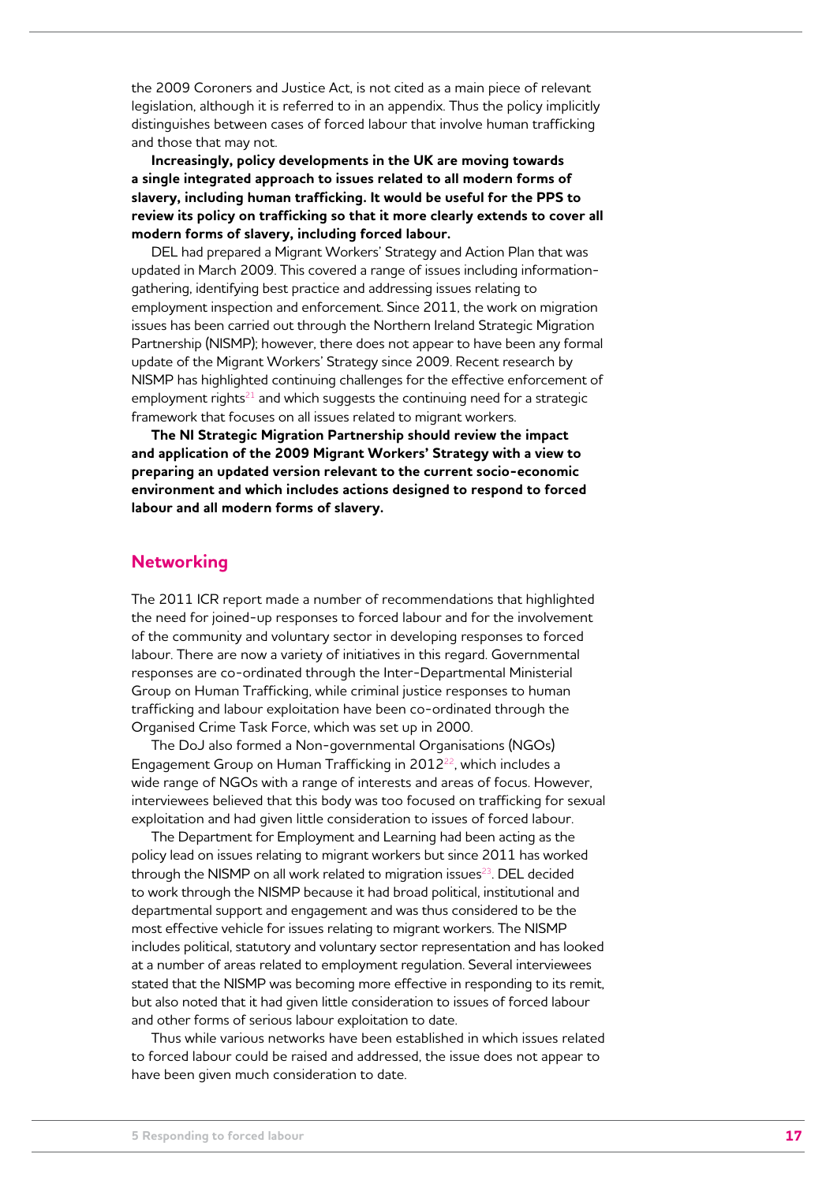the 2009 Coroners and Justice Act, is not cited as a main piece of relevant legislation, although it is referred to in an appendix. Thus the policy implicitly distinguishes between cases of forced labour that involve human trafficking and those that may not.

**Increasingly, policy developments in the UK are moving towards a single integrated approach to issues related to all modern forms of slavery, including human trafficking. It would be useful for the PPS to review its policy on trafficking so that it more clearly extends to cover all modern forms of slavery, including forced labour.**

DEL had prepared a Migrant Workers' Strategy and Action Plan that was updated in March 2009. This covered a range of issues including information-gathering, identifying best practice and addressing issues relating to employment inspection and enforcement. Since 2011, the work on migration issues has been carried out through the Northern Ireland Strategic Migration Partnership (NISMP); however, there does not appear to have been any formal update of the Migrant Workers' Strategy since 2009. Recent research by NISMP has highlighted continuing challenges for the effective enforcement of employment rights[21] and which suggests the continuing need for a strategic framework that focuses on all issues related to migrant workers.

**The NI Strategic Migration Partnership should review the impact and application of the 2009 Migrant Workers' Strategy with a view to preparing an updated version relevant to the current socio-economic environment and which includes actions designed to respond to forced labour and all modern forms of slavery.**

## Networking

The 2011 ICR report made a number of recommendations that highlighted the need for joined-up responses to forced labour and for the involvement of the community and voluntary sector in developing responses to forced labour. There are now a variety of initiatives in this regard. Governmental responses are co-ordinated through the Inter-Departmental Ministerial Group on Human Trafficking, while criminal justice responses to human trafficking and labour exploitation have been co-ordinated through the Organised Crime Task Force, which was set up in 2000.

The DoJ also formed a Non-governmental Organisations (NGOs) Engagement Group on Human Trafficking in 2012[22], which includes a wide range of NGOs with a range of interests and areas of focus. However, interviewees believed that this body was too focused on trafficking for sexual exploitation and had given little consideration to issues of forced labour.

The Department for Employment and Learning had been acting as the policy lead on issues relating to migrant workers but since 2011 has worked through the NISMP on all work related to migration issues[23]. DEL decided to work through the NISMP because it had broad political, institutional and departmental support and engagement and was thus considered to be the most effective vehicle for issues relating to migrant workers. The NISMP includes political, statutory and voluntary sector representation and has looked at a number of areas related to employment regulation. Several interviewees stated that the NISMP was becoming more effective in responding to its remit, but also noted that it had given little consideration to issues of forced labour and other forms of serious labour exploitation to date.

Thus while various networks have been established in which issues related to forced labour could be raised and addressed, the issue does not appear to have been given much consideration to date.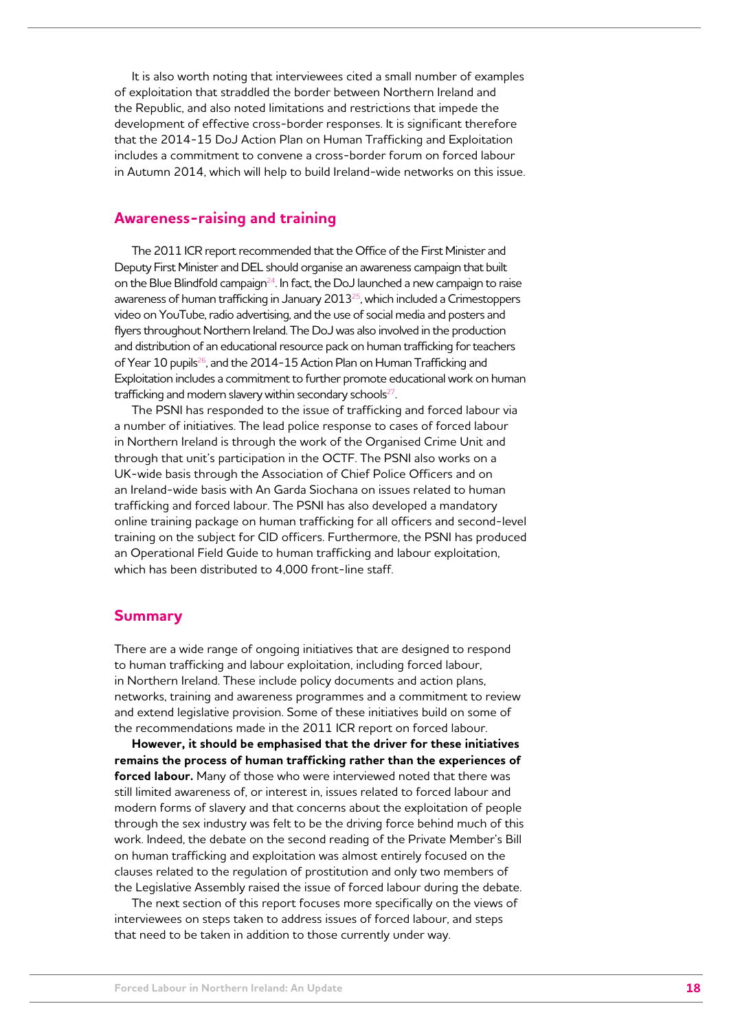It is also worth noting that interviewees cited a small number of examples of exploitation that straddled the border between Northern Ireland and the Republic, and also noted limitations and restrictions that impede the development of effective cross-border responses. It is significant therefore that the 2014-15 DoJ Action Plan on Human Trafficking and Exploitation includes a commitment to convene a cross-border forum on forced labour in Autumn 2014, which will help to build Ireland-wide networks on this issue.

## Awareness-raising and training

The 2011 ICR report recommended that the Office of the First Minister and Deputy First Minister and DEL should organise an awareness campaign that built on the Blue Blindfold campaign[24]. In fact, the DoJ launched a new campaign to raise awareness of human trafficking in January 2013[25], which included a Crimestoppers video on YouTube, radio advertising, and the use of social media and posters and flyers throughout Northern Ireland. The DoJ was also involved in the production and distribution of an educational resource pack on human trafficking for teachers of Year 10 pupils[26], and the 2014-15 Action Plan on Human Trafficking and Exploitation includes a commitment to further promote educational work on human trafficking and modern slavery within secondary schools[27].

The PSNI has responded to the issue of trafficking and forced labour via a number of initiatives. The lead police response to cases of forced labour in Northern Ireland is through the work of the Organised Crime Unit and through that unit's participation in the OCTF. The PSNI also works on a UK-wide basis through the Association of Chief Police Officers and on an Ireland-wide basis with An Garda Siochana on issues related to human trafficking and forced labour. The PSNI has also developed a mandatory online training package on human trafficking for all officers and second-level training on the subject for CID officers. Furthermore, the PSNI has produced an Operational Field Guide to human trafficking and labour exploitation, which has been distributed to 4,000 front-line staff.

## Summary

There are a wide range of ongoing initiatives that are designed to respond to human trafficking and labour exploitation, including forced labour, in Northern Ireland. These include policy documents and action plans, networks, training and awareness programmes and a commitment to review and extend legislative provision. Some of these initiatives build on some of the recommendations made in the 2011 ICR report on forced labour.

**However, it should be emphasised that the driver for these initiatives remains the process of human trafficking rather than the experiences of forced labour.** Many of those who were interviewed noted that there was still limited awareness of, or interest in, issues related to forced labour and modern forms of slavery and that concerns about the exploitation of people through the sex industry was felt to be the driving force behind much of this work. Indeed, the debate on the second reading of the Private Member's Bill on human trafficking and exploitation was almost entirely focused on the clauses related to the regulation of prostitution and only two members of the Legislative Assembly raised the issue of forced labour during the debate.

The next section of this report focuses more specifically on the views of interviewees on steps taken to address issues of forced labour, and steps that need to be taken in addition to those currently under way.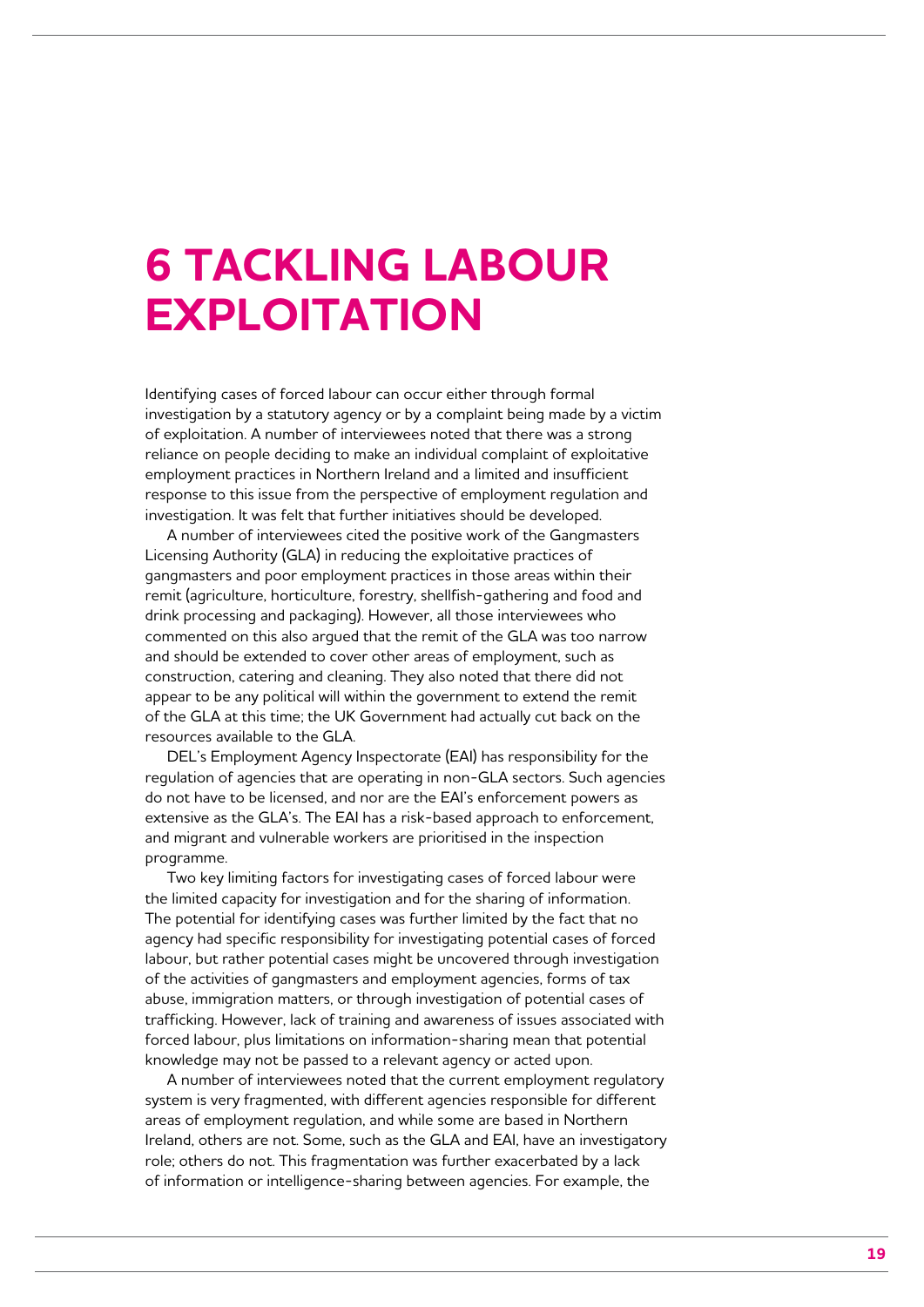# 6 TACKLING LABOUR EXPLOITATION

Identifying cases of forced labour can occur either through formal investigation by a statutory agency or by a complaint being made by a victim of exploitation. A number of interviewees noted that there was a strong reliance on people deciding to make an individual complaint of exploitative employment practices in Northern Ireland and a limited and insufficient response to this issue from the perspective of employment regulation and investigation. It was felt that further initiatives should be developed.

A number of interviewees cited the positive work of the Gangmasters Licensing Authority (GLA) in reducing the exploitative practices of gangmasters and poor employment practices in those areas within their remit (agriculture, horticulture, forestry, shellfish-gathering and food and drink processing and packaging). However, all those interviewees who commented on this also argued that the remit of the GLA was too narrow and should be extended to cover other areas of employment, such as construction, catering and cleaning. They also noted that there did not appear to be any political will within the government to extend the remit of the GLA at this time; the UK Government had actually cut back on the resources available to the GLA.

DEL's Employment Agency Inspectorate (EAI) has responsibility for the regulation of agencies that are operating in non-GLA sectors. Such agencies do not have to be licensed, and nor are the EAI's enforcement powers as extensive as the GLA's. The EAI has a risk-based approach to enforcement, and migrant and vulnerable workers are prioritised in the inspection programme.

Two key limiting factors for investigating cases of forced labour were the limited capacity for investigation and for the sharing of information. The potential for identifying cases was further limited by the fact that no agency had specific responsibility for investigating potential cases of forced labour, but rather potential cases might be uncovered through investigation of the activities of gangmasters and employment agencies, forms of tax abuse, immigration matters, or through investigation of potential cases of trafficking. However, lack of training and awareness of issues associated with forced labour, plus limitations on information-sharing mean that potential knowledge may not be passed to a relevant agency or acted upon.

A number of interviewees noted that the current employment regulatory system is very fragmented, with different agencies responsible for different areas of employment regulation, and while some are based in Northern Ireland, others are not. Some, such as the GLA and EAI, have an investigatory role; others do not. This fragmentation was further exacerbated by a lack of information or intelligence-sharing between agencies. For example, the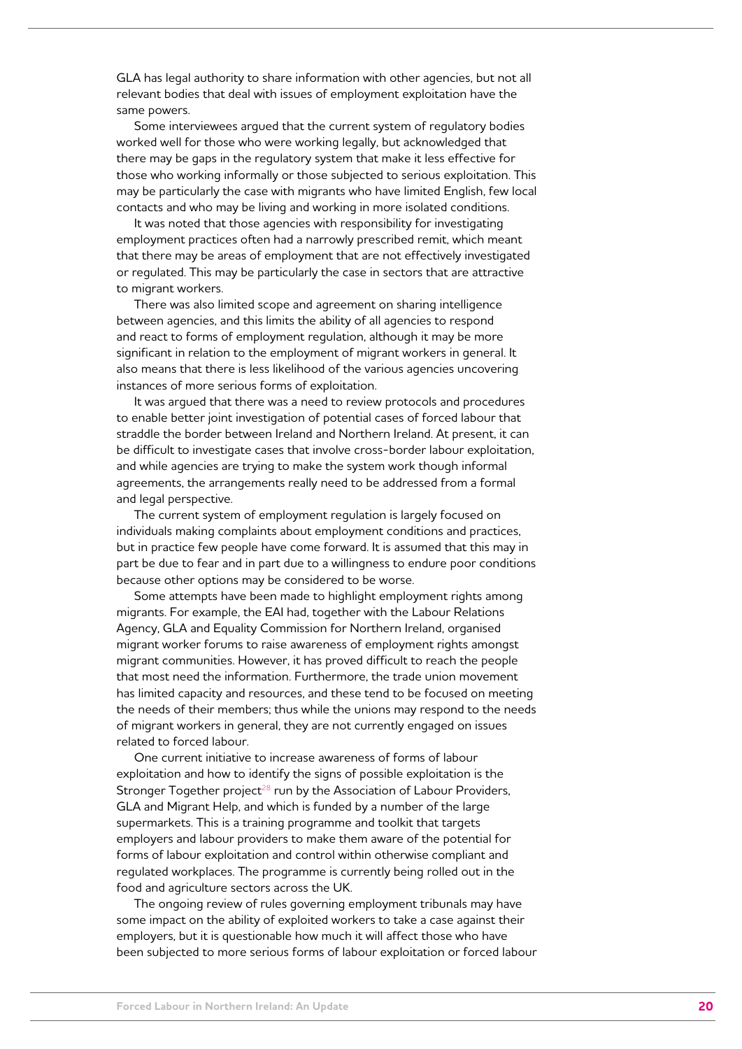GLA has legal authority to share information with other agencies, but not all relevant bodies that deal with issues of employment exploitation have the same powers.

Some interviewees argued that the current system of regulatory bodies worked well for those who were working legally, but acknowledged that there may be gaps in the regulatory system that make it less effective for those who working informally or those subjected to serious exploitation. This may be particularly the case with migrants who have limited English, few local contacts and who may be living and working in more isolated conditions.

It was noted that those agencies with responsibility for investigating employment practices often had a narrowly prescribed remit, which meant that there may be areas of employment that are not effectively investigated or regulated. This may be particularly the case in sectors that are attractive to migrant workers.

There was also limited scope and agreement on sharing intelligence between agencies, and this limits the ability of all agencies to respond and react to forms of employment regulation, although it may be more significant in relation to the employment of migrant workers in general. It also means that there is less likelihood of the various agencies uncovering instances of more serious forms of exploitation.

It was argued that there was a need to review protocols and procedures to enable better joint investigation of potential cases of forced labour that straddle the border between Ireland and Northern Ireland. At present, it can be difficult to investigate cases that involve cross-border labour exploitation, and while agencies are trying to make the system work though informal agreements, the arrangements really need to be addressed from a formal and legal perspective.

The current system of employment regulation is largely focused on individuals making complaints about employment conditions and practices, but in practice few people have come forward. It is assumed that this may in part be due to fear and in part due to a willingness to endure poor conditions because other options may be considered to be worse.

Some attempts have been made to highlight employment rights among migrants. For example, the EAI had, together with the Labour Relations Agency, GLA and Equality Commission for Northern Ireland, organised migrant worker forums to raise awareness of employment rights amongst migrant communities. However, it has proved difficult to reach the people that most need the information. Furthermore, the trade union movement has limited capacity and resources, and these tend to be focused on meeting the needs of their members; thus while the unions may respond to the needs of migrant workers in general, they are not currently engaged on issues related to forced labour.

One current initiative to increase awareness of forms of labour exploitation and how to identify the signs of possible exploitation is the Stronger Together project[28] run by the Association of Labour Providers, GLA and Migrant Help, and which is funded by a number of the large supermarkets. This is a training programme and toolkit that targets employers and labour providers to make them aware of the potential for forms of labour exploitation and control within otherwise compliant and regulated workplaces. The programme is currently being rolled out in the food and agriculture sectors across the UK.

The ongoing review of rules governing employment tribunals may have some impact on the ability of exploited workers to take a case against their employers, but it is questionable how much it will affect those who have been subjected to more serious forms of labour exploitation or forced labour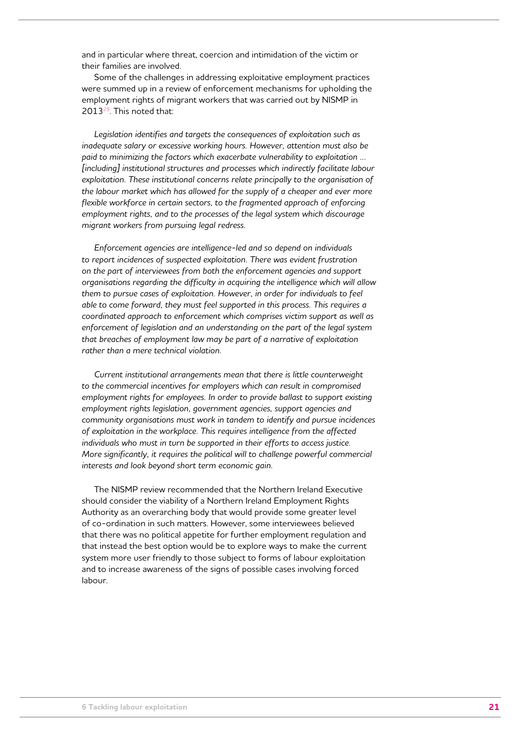and in particular where threat, coercion and intimidation of the victim or their families are involved.

Some of the challenges in addressing exploitative employment practices were summed up in a review of enforcement mechanisms for upholding the employment rights of migrant workers that was carried out by NISMP in 2013[29]. This noted that:

> *Legislation identifies and targets the consequences of exploitation such as inadequate salary or excessive working hours. However, attention must also be paid to minimizing the factors which exacerbate vulnerability to exploitation … [including] institutional structures and processes which indirectly facilitate labour exploitation. These institutional concerns relate principally to the organisation of the labour market which has allowed for the supply of a cheaper and ever more flexible workforce in certain sectors, to the fragmented approach of enforcing employment rights, and to the processes of the legal system which discourage migrant workers from pursuing legal redress.*
>
> *Enforcement agencies are intelligence-led and so depend on individuals to report incidences of suspected exploitation. There was evident frustration on the part of interviewees from both the enforcement agencies and support organisations regarding the difficulty in acquiring the intelligence which will allow them to pursue cases of exploitation. However, in order for individuals to feel able to come forward, they must feel supported in this process. This requires a coordinated approach to enforcement which comprises victim support as well as enforcement of legislation and an understanding on the part of the legal system that breaches of employment law may be part of a narrative of exploitation rather than a mere technical violation.*
>
> *Current institutional arrangements mean that there is little counterweight to the commercial incentives for employers which can result in compromised employment rights for employees. In order to provide ballast to support existing employment rights legislation, government agencies, support agencies and community organisations must work in tandem to identify and pursue incidences of exploitation in the workplace. This requires intelligence from the affected individuals who must in turn be supported in their efforts to access justice. More significantly, it requires the political will to challenge powerful commercial interests and look beyond short term economic gain.*

The NISMP review recommended that the Northern Ireland Executive should consider the viability of a Northern Ireland Employment Rights Authority as an overarching body that would provide some greater level of co-ordination in such matters. However, some interviewees believed that there was no political appetite for further employment regulation and that instead the best option would be to explore ways to make the current system more user friendly to those subject to forms of labour exploitation and to increase awareness of the signs of possible cases involving forced labour.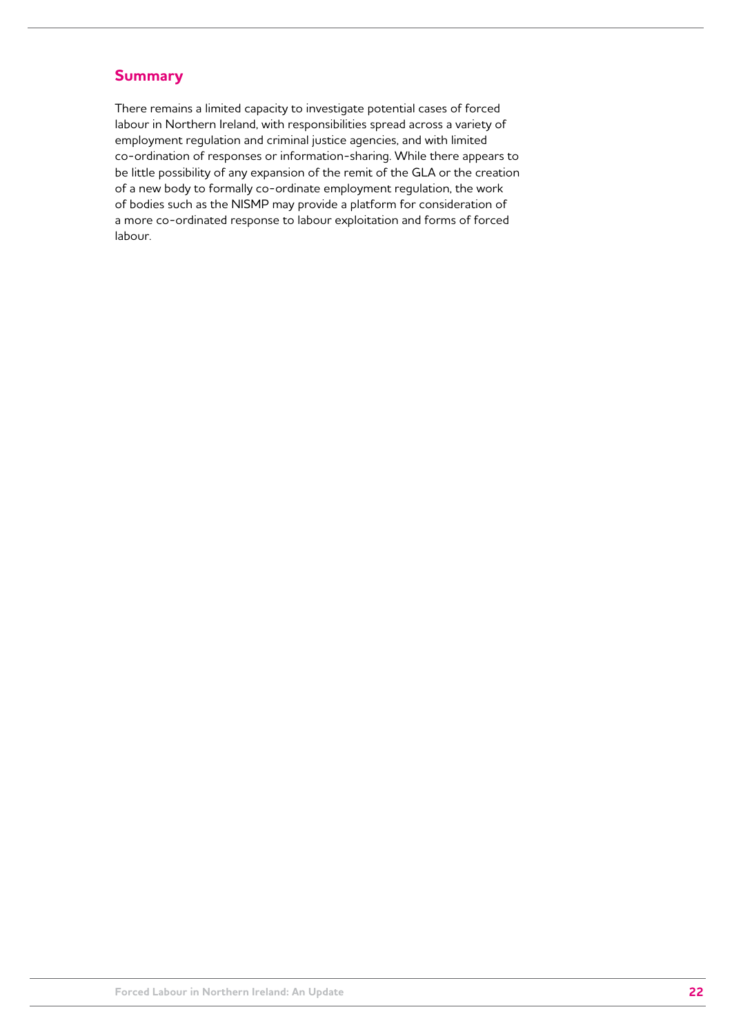## Summary

There remains a limited capacity to investigate potential cases of forced labour in Northern Ireland, with responsibilities spread across a variety of employment regulation and criminal justice agencies, and with limited co-ordination of responses or information-sharing. While there appears to be little possibility of any expansion of the remit of the GLA or the creation of a new body to formally co-ordinate employment regulation, the work of bodies such as the NISMP may provide a platform for consideration of a more co-ordinated response to labour exploitation and forms of forced labour.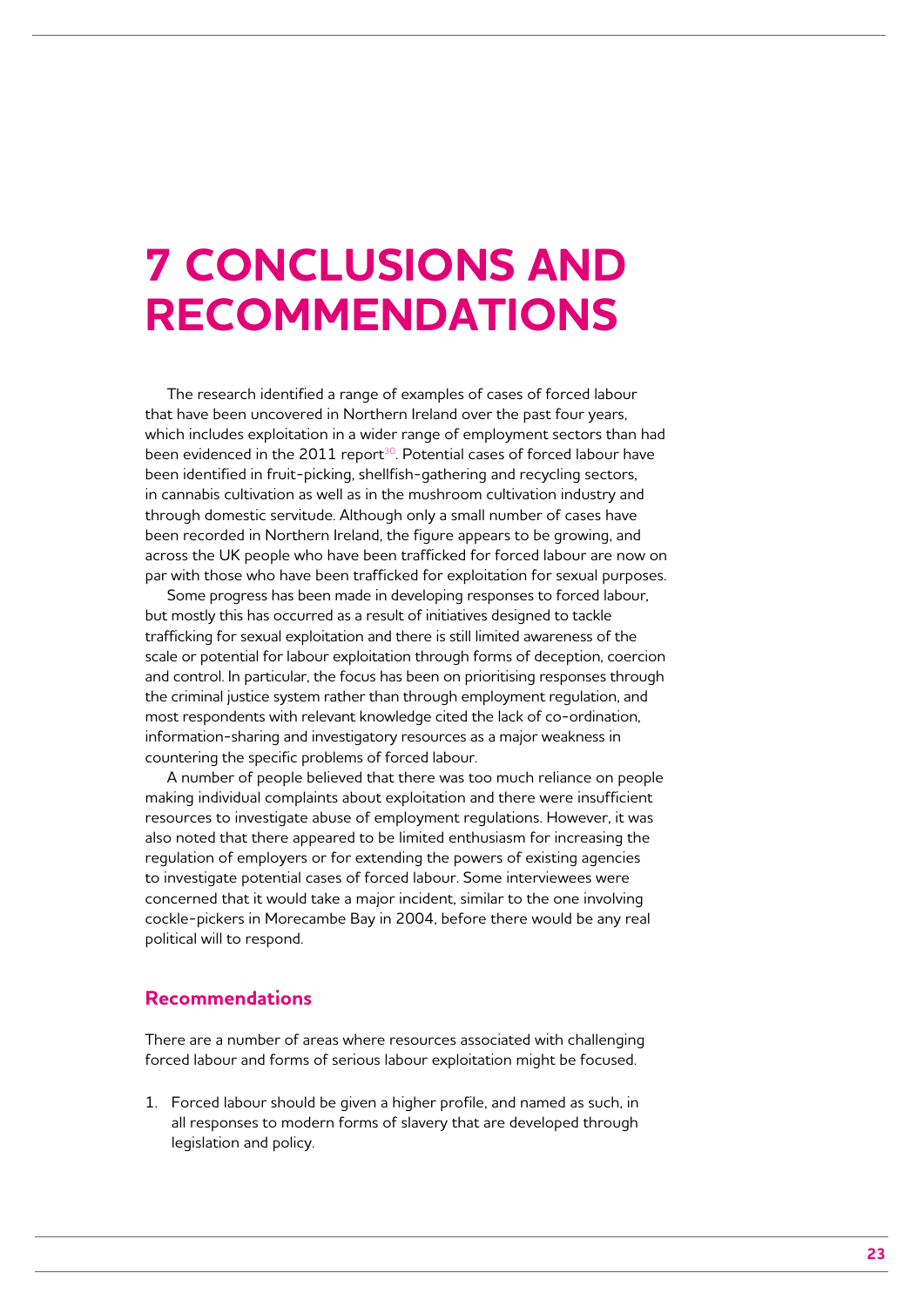# 7 CONCLUSIONS AND RECOMMENDATIONS

The research identified a range of examples of cases of forced labour that have been uncovered in Northern Ireland over the past four years, which includes exploitation in a wider range of employment sectors than had been evidenced in the 2011 report[30]. Potential cases of forced labour have been identified in fruit-picking, shellfish-gathering and recycling sectors, in cannabis cultivation as well as in the mushroom cultivation industry and through domestic servitude. Although only a small number of cases have been recorded in Northern Ireland, the figure appears to be growing, and across the UK people who have been trafficked for forced labour are now on par with those who have been trafficked for exploitation for sexual purposes.

Some progress has been made in developing responses to forced labour, but mostly this has occurred as a result of initiatives designed to tackle trafficking for sexual exploitation and there is still limited awareness of the scale or potential for labour exploitation through forms of deception, coercion and control. In particular, the focus has been on prioritising responses through the criminal justice system rather than through employment regulation, and most respondents with relevant knowledge cited the lack of co-ordination, information-sharing and investigatory resources as a major weakness in countering the specific problems of forced labour.

A number of people believed that there was too much reliance on people making individual complaints about exploitation and there were insufficient resources to investigate abuse of employment regulations. However, it was also noted that there appeared to be limited enthusiasm for increasing the regulation of employers or for extending the powers of existing agencies to investigate potential cases of forced labour. Some interviewees were concerned that it would take a major incident, similar to the one involving cockle-pickers in Morecambe Bay in 2004, before there would be any real political will to respond.

## Recommendations

There are a number of areas where resources associated with challenging forced labour and forms of serious labour exploitation might be focused.

1. Forced labour should be given a higher profile, and named as such, in all responses to modern forms of slavery that are developed through legislation and policy.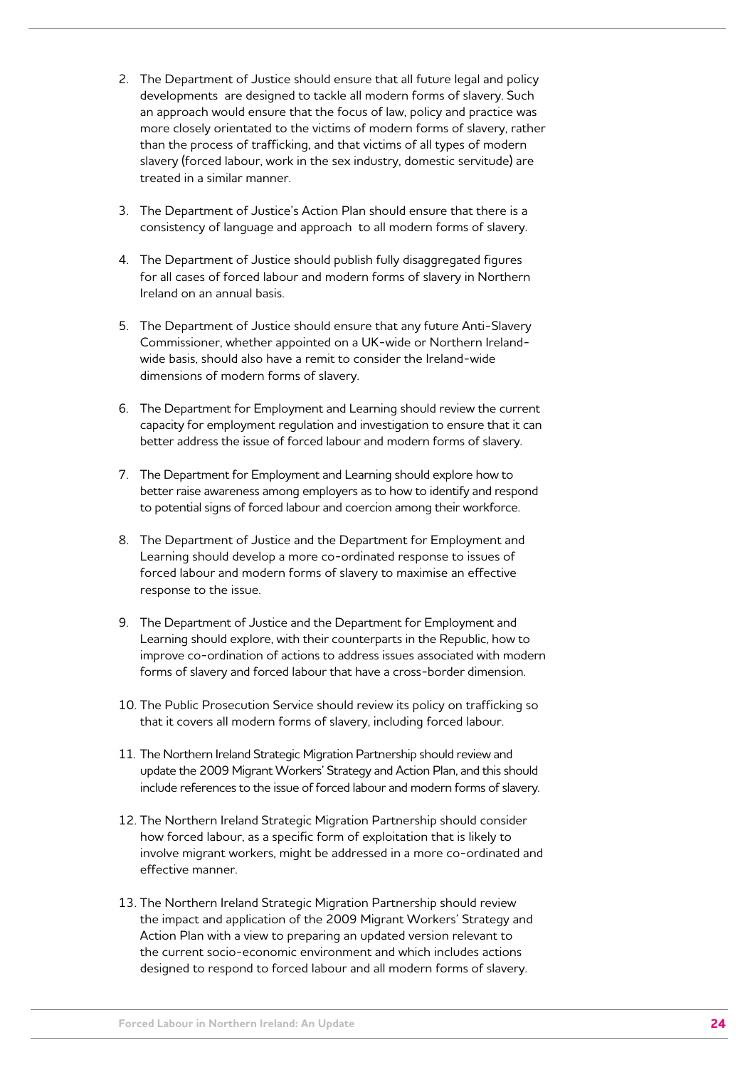2. The Department of Justice should ensure that all future legal and policy developments are designed to tackle all modern forms of slavery. Such an approach would ensure that the focus of law, policy and practice was more closely orientated to the victims of modern forms of slavery, rather than the process of trafficking, and that victims of all types of modern slavery (forced labour, work in the sex industry, domestic servitude) are treated in a similar manner.

3. The Department of Justice's Action Plan should ensure that there is a consistency of language and approach to all modern forms of slavery.

4. The Department of Justice should publish fully disaggregated figures for all cases of forced labour and modern forms of slavery in Northern Ireland on an annual basis.

5. The Department of Justice should ensure that any future Anti-Slavery Commissioner, whether appointed on a UK-wide or Northern Ireland-wide basis, should also have a remit to consider the Ireland-wide dimensions of modern forms of slavery.

6. The Department for Employment and Learning should review the current capacity for employment regulation and investigation to ensure that it can better address the issue of forced labour and modern forms of slavery.

7. The Department for Employment and Learning should explore how to better raise awareness among employers as to how to identify and respond to potential signs of forced labour and coercion among their workforce.

8. The Department of Justice and the Department for Employment and Learning should develop a more co-ordinated response to issues of forced labour and modern forms of slavery to maximise an effective response to the issue.

9. The Department of Justice and the Department for Employment and Learning should explore, with their counterparts in the Republic, how to improve co-ordination of actions to address issues associated with modern forms of slavery and forced labour that have a cross-border dimension.

10. The Public Prosecution Service should review its policy on trafficking so that it covers all modern forms of slavery, including forced labour.

11. The Northern Ireland Strategic Migration Partnership should review and update the 2009 Migrant Workers' Strategy and Action Plan, and this should include references to the issue of forced labour and modern forms of slavery.

12. The Northern Ireland Strategic Migration Partnership should consider how forced labour, as a specific form of exploitation that is likely to involve migrant workers, might be addressed in a more co-ordinated and effective manner.

13. The Northern Ireland Strategic Migration Partnership should review the impact and application of the 2009 Migrant Workers' Strategy and Action Plan with a view to preparing an updated version relevant to the current socio-economic environment and which includes actions designed to respond to forced labour and all modern forms of slavery.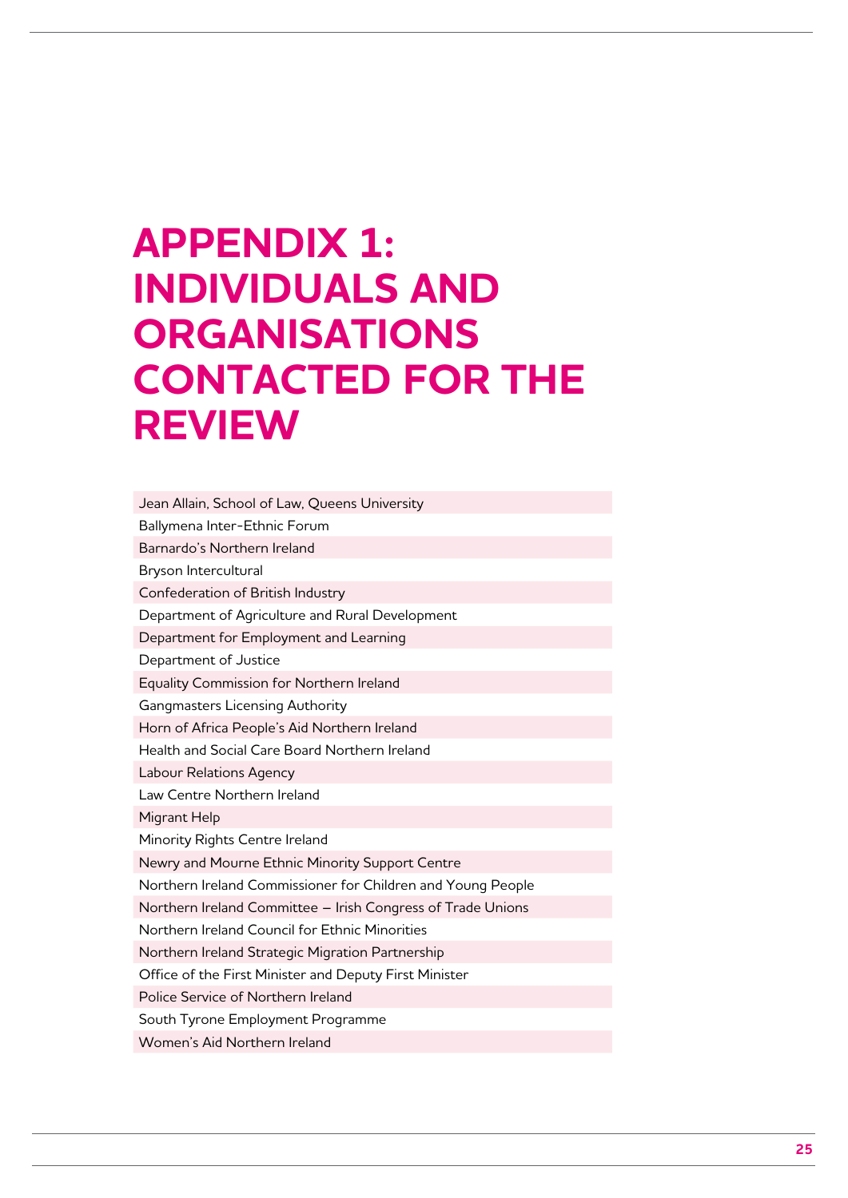# APPENDIX 1: INDIVIDUALS AND ORGANISATIONS CONTACTED FOR THE REVIEW

| |
|---|
| Jean Allain, School of Law, Queens University |
| Ballymena Inter-Ethnic Forum |
| Barnardo's Northern Ireland |
| Bryson Intercultural |
| Confederation of British Industry |
| Department of Agriculture and Rural Development |
| Department for Employment and Learning |
| Department of Justice |
| Equality Commission for Northern Ireland |
| Gangmasters Licensing Authority |
| Horn of Africa People's Aid Northern Ireland |
| Health and Social Care Board Northern Ireland |
| Labour Relations Agency |
| Law Centre Northern Ireland |
| Migrant Help |
| Minority Rights Centre Ireland |
| Newry and Mourne Ethnic Minority Support Centre |
| Northern Ireland Commissioner for Children and Young People |
| Northern Ireland Committee – Irish Congress of Trade Unions |
| Northern Ireland Council for Ethnic Minorities |
| Northern Ireland Strategic Migration Partnership |
| Office of the First Minister and Deputy First Minister |
| Police Service of Northern Ireland |
| South Tyrone Employment Programme |
| Women's Aid Northern Ireland |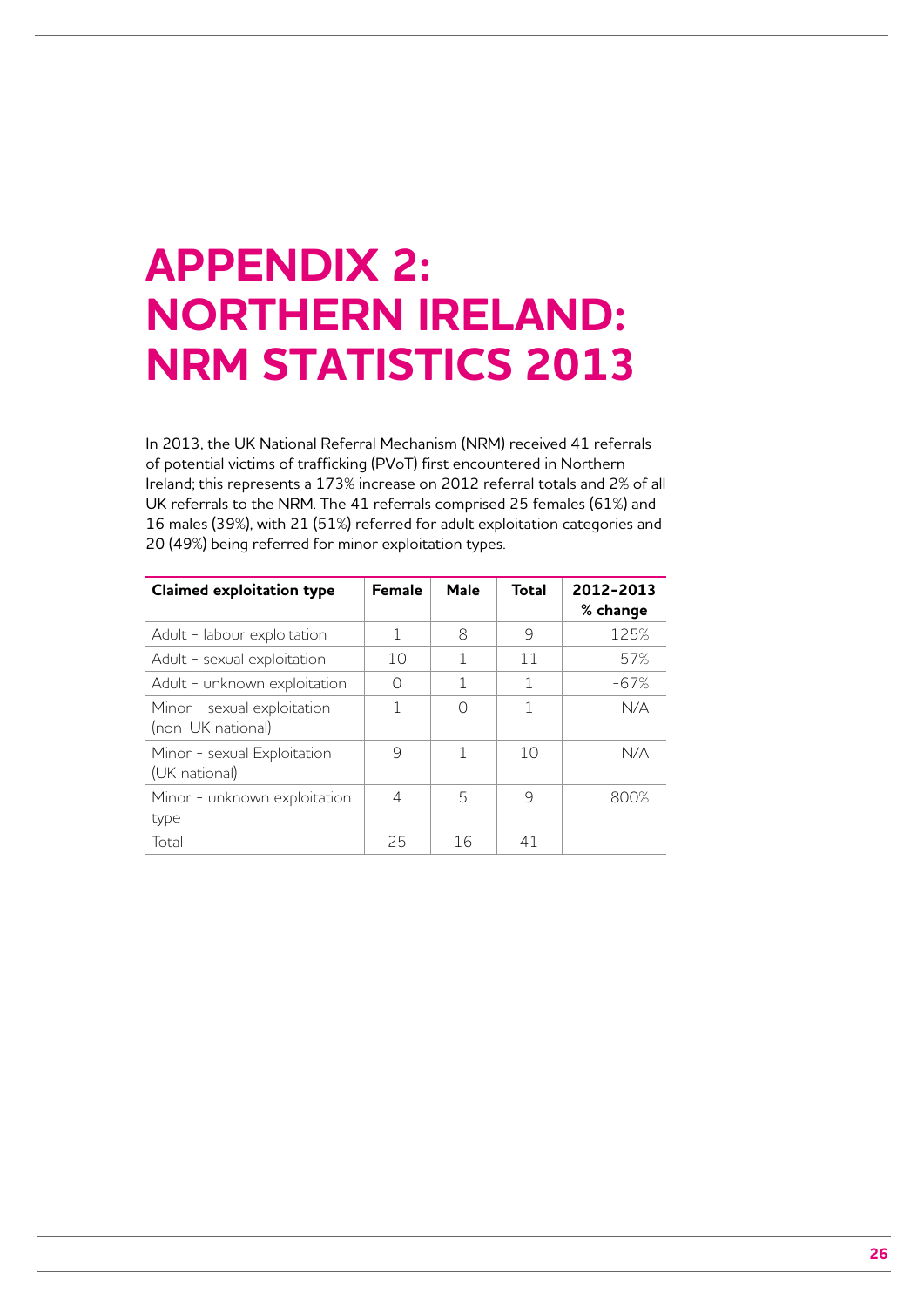# APPENDIX 2: NORTHERN IRELAND: NRM STATISTICS 2013

In 2013, the UK National Referral Mechanism (NRM) received 41 referrals of potential victims of trafficking (PVoT) first encountered in Northern Ireland; this represents a 173% increase on 2012 referral totals and 2% of all UK referrals to the NRM. The 41 referrals comprised 25 females (61%) and 16 males (39%), with 21 (51%) referred for adult exploitation categories and 20 (49%) being referred for minor exploitation types.

| Claimed exploitation type | Female | Male | Total | 2012-2013 % change |
|---|---|---|---|---|
| Adult - labour exploitation | 1 | 8 | 9 | 125% |
| Adult - sexual exploitation | 10 | 1 | 11 | 57% |
| Adult - unknown exploitation | 0 | 1 | 1 | -67% |
| Minor - sexual exploitation (non-UK national) | 1 | 0 | 1 | N/A |
| Minor - sexual Exploitation (UK national) | 9 | 1 | 10 | N/A |
| Minor - unknown exploitation type | 4 | 5 | 9 | 800% |
| Total | 25 | 16 | 41 | |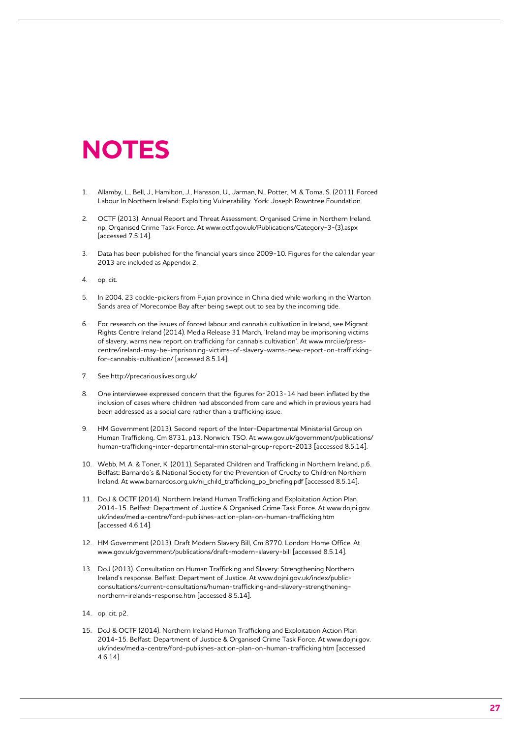# NOTES

1. Allamby, L., Bell, J., Hamilton, J., Hansson, U., Jarman, N., Potter, M. & Toma, S. (2011). Forced Labour In Northern Ireland: Exploiting Vulnerability. York: Joseph Rowntree Foundation.

2. OCTF (2013). Annual Report and Threat Assessment: Organised Crime in Northern Ireland. np: Organised Crime Task Force. At www.octf.gov.uk/Publications/Category-3-(3).aspx [accessed 7.5.14].

3. Data has been published for the financial years since 2009-10. Figures for the calendar year 2013 are included as Appendix 2.

4. op. cit.

5. In 2004, 23 cockle-pickers from Fujian province in China died while working in the Warton Sands area of Morecombe Bay after being swept out to sea by the incoming tide.

6. For research on the issues of forced labour and cannabis cultivation in Ireland, see Migrant Rights Centre Ireland (2014). Media Release 31 March, 'Ireland may be imprisoning victims of slavery, warns new report on trafficking for cannabis cultivation'. At www.mrci.ie/press-centre/ireland-may-be-imprisoning-victims-of-slavery-warns-new-report-on-trafficking-for-cannabis-cultivation/ [accessed 8.5.14].

7. See http://precariouslives.org.uk/

8. One interviewee expressed concern that the figures for 2013-14 had been inflated by the inclusion of cases where children had absconded from care and which in previous years had been addressed as a social care rather than a trafficking issue.

9. HM Government (2013). Second report of the Inter-Departmental Ministerial Group on Human Trafficking, Cm 8731, p13. Norwich: TSO. At www.gov.uk/government/publications/human-trafficking-inter-departmental-ministerial-group-report-2013 [accessed 8.5.14].

10. Webb, M. A. & Toner, K. (2011). Separated Children and Trafficking in Northern Ireland, p.6. Belfast: Barnardo's & National Society for the Prevention of Cruelty to Children Northern Ireland. At www.barnardos.org.uk/ni_child_trafficking_pp_briefing.pdf [accessed 8.5.14].

11. DoJ & OCTF (2014). Northern Ireland Human Trafficking and Exploitation Action Plan 2014-15. Belfast: Department of Justice & Organised Crime Task Force. At www.dojni.gov.uk/index/media-centre/ford-publishes-action-plan-on-human-trafficking.htm [accessed 4.6.14].

12. HM Government (2013). Draft Modern Slavery Bill, Cm 8770. London: Home Office. At www.gov.uk/government/publications/draft-modern-slavery-bill [accessed 8.5.14].

13. DoJ (2013). Consultation on Human Trafficking and Slavery: Strengthening Northern Ireland's response. Belfast: Department of Justice. At www.dojni.gov.uk/index/public-consultations/current-consultations/human-trafficking-and-slavery-strengthening-northern-irelands-response.htm [accessed 8.5.14].

14. op. cit. p2.

15. DoJ & OCTF (2014). Northern Ireland Human Trafficking and Exploitation Action Plan 2014-15. Belfast: Department of Justice & Organised Crime Task Force. At www.dojni.gov.uk/index/media-centre/ford-publishes-action-plan-on-human-trafficking.htm [accessed 4.6.14].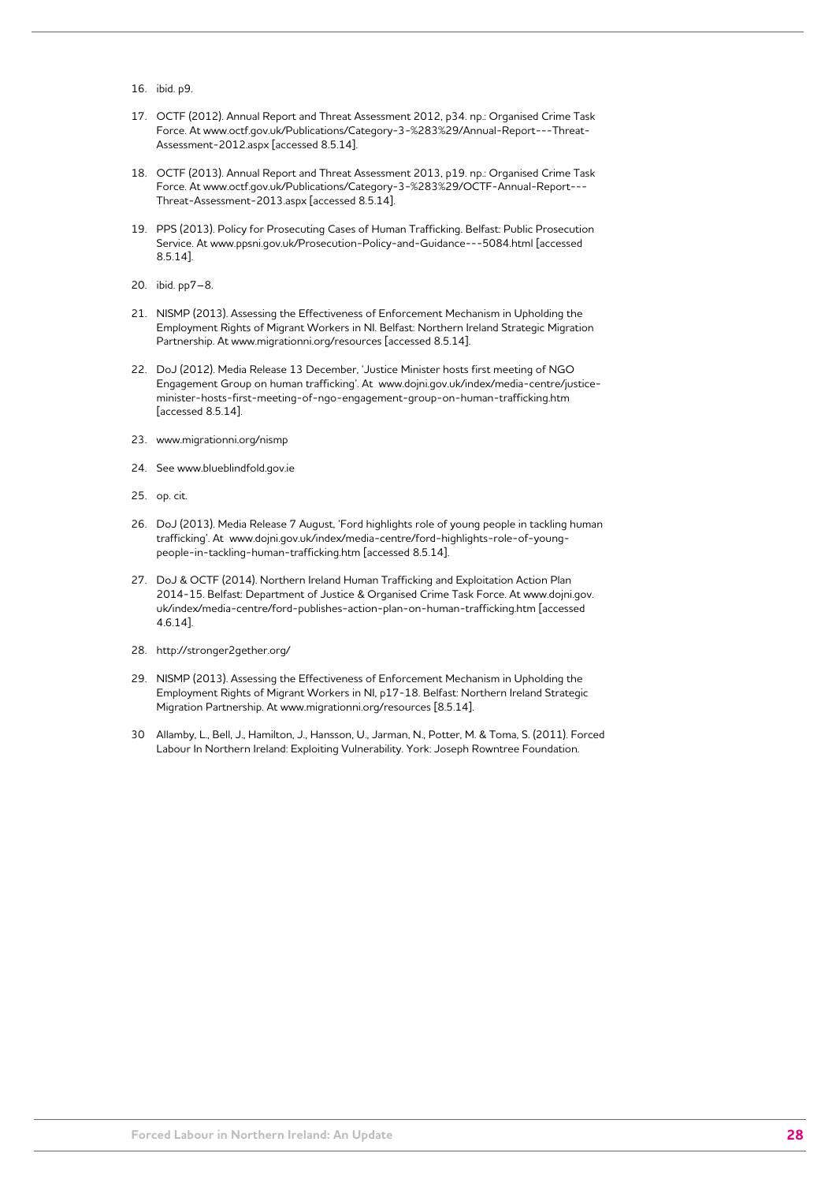16. ibid. p9.

17. OCTF (2012). Annual Report and Threat Assessment 2012, p34. np.: Organised Crime Task Force. At www.octf.gov.uk/Publications/Category-3-%283%29/Annual-Report---Threat-Assessment-2012.aspx [accessed 8.5.14].

18. OCTF (2013). Annual Report and Threat Assessment 2013, p19. np.: Organised Crime Task Force. At www.octf.gov.uk/Publications/Category-3-%283%29/OCTF-Annual-Report---Threat-Assessment-2013.aspx [accessed 8.5.14].

19. PPS (2013). Policy for Prosecuting Cases of Human Trafficking. Belfast: Public Prosecution Service. At www.ppsni.gov.uk/Prosecution-Policy-and-Guidance---5084.html [accessed 8.5.14].

20. ibid. pp7–8.

21. NISMP (2013). Assessing the Effectiveness of Enforcement Mechanism in Upholding the Employment Rights of Migrant Workers in NI. Belfast: Northern Ireland Strategic Migration Partnership. At www.migrationni.org/resources [accessed 8.5.14].

22. DoJ (2012). Media Release 13 December, 'Justice Minister hosts first meeting of NGO Engagement Group on human trafficking'. At www.dojni.gov.uk/index/media-centre/justice-minister-hosts-first-meeting-of-ngo-engagement-group-on-human-trafficking.htm [accessed 8.5.14].

23. www.migrationni.org/nismp

24. See www.blueblindfold.gov.ie

25. op. cit.

26. DoJ (2013). Media Release 7 August, 'Ford highlights role of young people in tackling human trafficking'. At www.dojni.gov.uk/index/media-centre/ford-highlights-role-of-young-people-in-tackling-human-trafficking.htm [accessed 8.5.14].

27. DoJ & OCTF (2014). Northern Ireland Human Trafficking and Exploitation Action Plan 2014-15. Belfast: Department of Justice & Organised Crime Task Force. At www.dojni.gov.uk/index/media-centre/ford-publishes-action-plan-on-human-trafficking.htm [accessed 4.6.14].

28. http://stronger2gether.org/

29. NISMP (2013). Assessing the Effectiveness of Enforcement Mechanism in Upholding the Employment Rights of Migrant Workers in NI, p17-18. Belfast: Northern Ireland Strategic Migration Partnership. At www.migrationni.org/resources [8.5.14].

30 Allamby, L., Bell, J., Hamilton, J., Hansson, U., Jarman, N., Potter, M. & Toma, S. (2011). Forced Labour In Northern Ireland: Exploiting Vulnerability. York: Joseph Rowntree Foundation.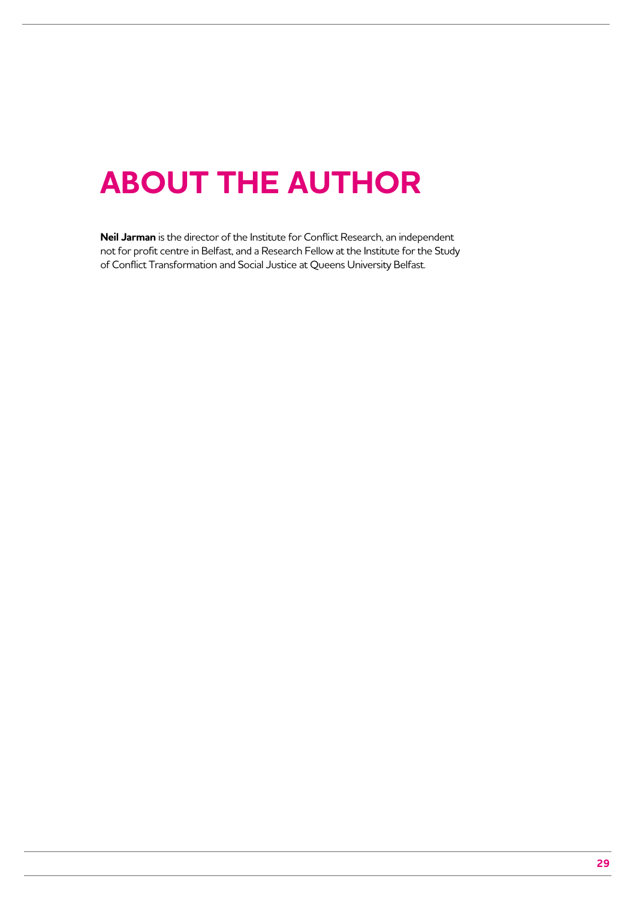# ABOUT THE AUTHOR

**Neil Jarman** is the director of the Institute for Conflict Research, an independent not for profit centre in Belfast, and a Research Fellow at the Institute for the Study of Conflict Transformation and Social Justice at Queens University Belfast.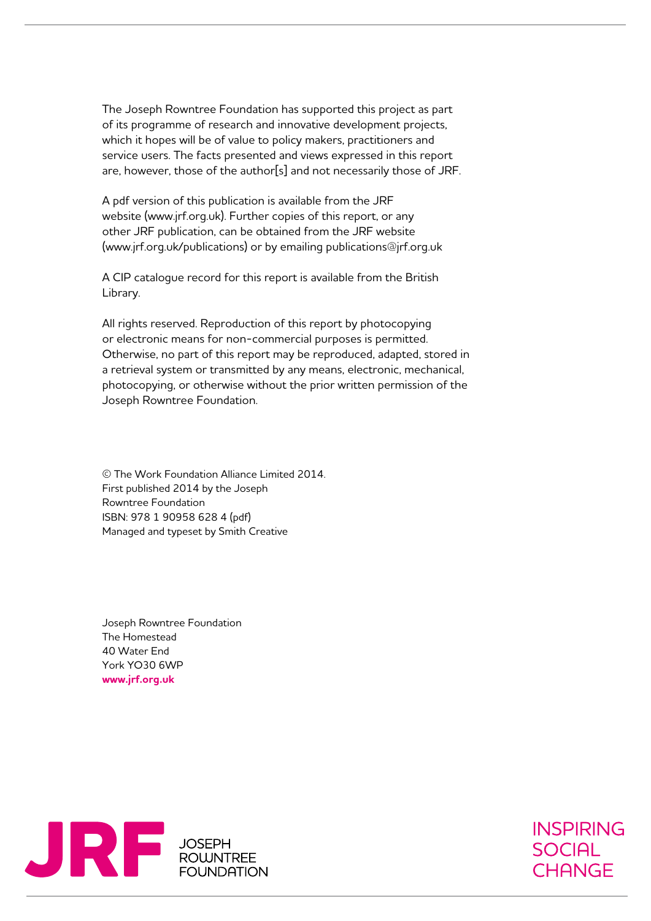The Joseph Rowntree Foundation has supported this project as part of its programme of research and innovative development projects, which it hopes will be of value to policy makers, practitioners and service users. The facts presented and views expressed in this report are, however, those of the author[s] and not necessarily those of JRF.

A pdf version of this publication is available from the JRF website (www.jrf.org.uk). Further copies of this report, or any other JRF publication, can be obtained from the JRF website (www.jrf.org.uk/publications) or by emailing publications@jrf.org.uk

A CIP catalogue record for this report is available from the British Library.

All rights reserved. Reproduction of this report by photocopying or electronic means for non-commercial purposes is permitted. Otherwise, no part of this report may be reproduced, adapted, stored in a retrieval system or transmitted by any means, electronic, mechanical, photocopying, or otherwise without the prior written permission of the Joseph Rowntree Foundation.

© The Work Foundation Alliance Limited 2014.
First published 2014 by the Joseph Rowntree Foundation
ISBN: 978 1 90958 628 4 (pdf)
Managed and typeset by Smith Creative

Joseph Rowntree Foundation
The Homestead
40 Water End
York YO30 6WP
**www.jrf.org.uk**

JRF JOSEPH ROWNTREE FOUNDATION

INSPIRING SOCIAL CHANGE